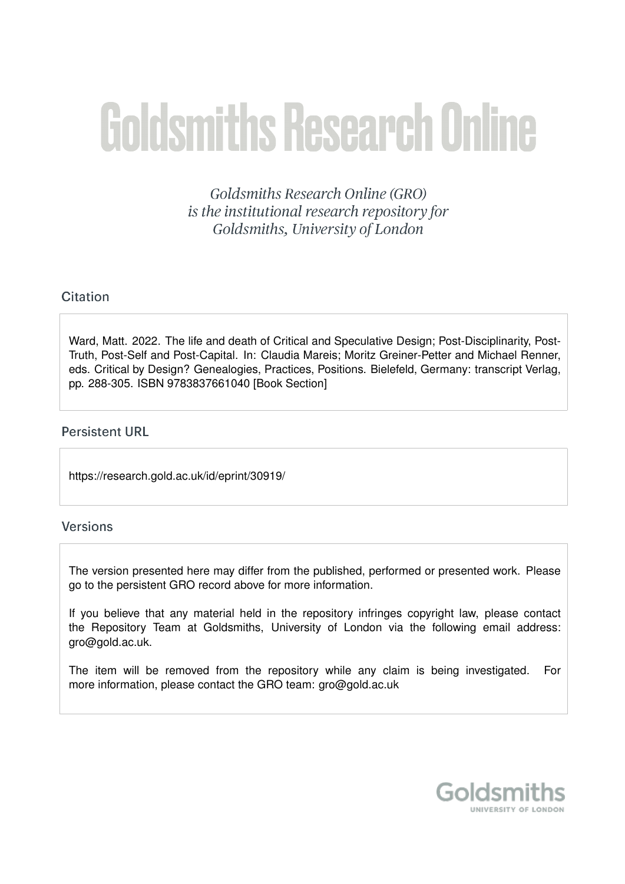# Goldsmiths Research Online

*Goldsmiths Research Online (GRO) is the institutional research repository for Goldsmiths, University of London*

## Citation

Ward, Matt. 2022. The life and death of Critical and Speculative Design; Post-Disciplinarity, Post-Truth, Post-Self and Post-Capital. In: Claudia Mareis; Moritz Greiner-Petter and Michael Renner, eds. Critical by Design? Genealogies, Practices, Positions. Bielefeld, Germany: transcript Verlag, pp. 288-305. ISBN 9783837661040 [Book Section]

## Persistent URL

https://research.gold.ac.uk/id/eprint/30919/

## Versions

The version presented here may differ from the published, performed or presented work. Please go to the persistent GRO record above for more information.

If you believe that any material held in the repository infringes copyright law, please contact the Repository Team at Goldsmiths, University of London via the following email address: gro@gold.ac.uk.

The item will be removed from the repository while any claim is being investigated. For more information, please contact the GRO team: gro@gold.ac.uk

Goldsmiths
UNIVERSITY OF LONDON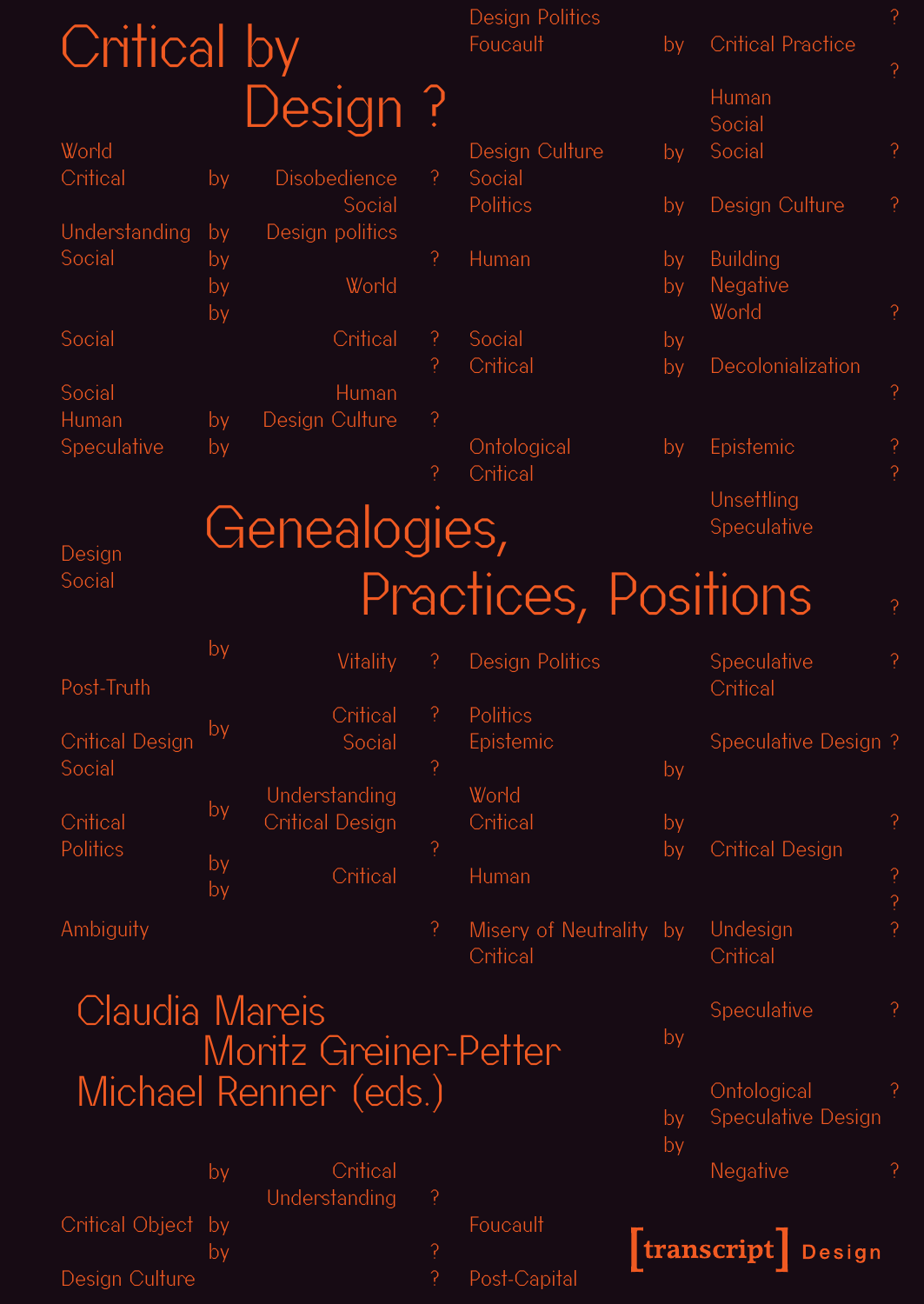# Critical by Design?

## Genealogies, Practices, Positions

Claudia Mareis
Moritz Greiner-Petter
Michael Renner (eds.)

[transcript] Design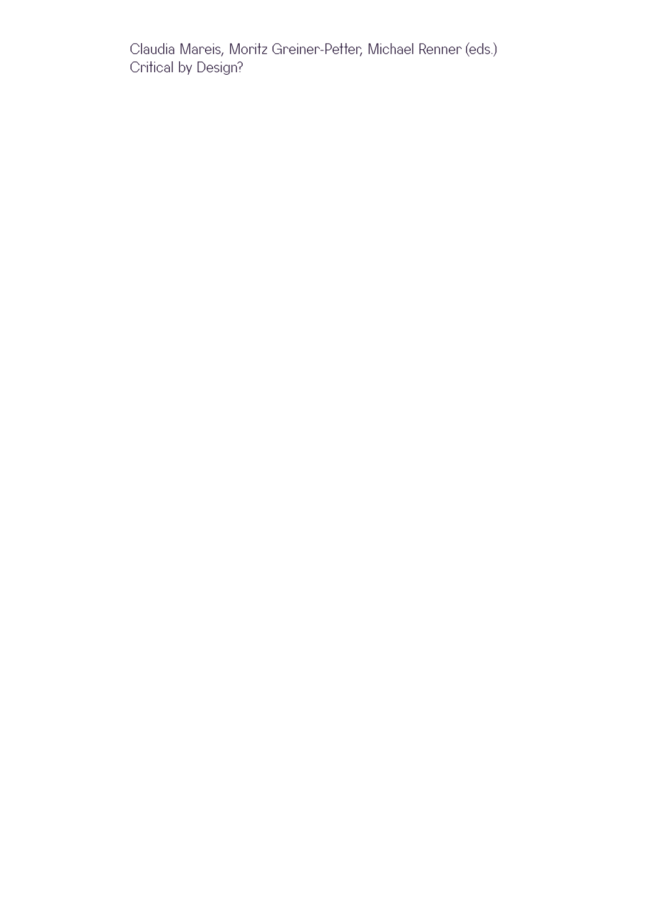Claudia Mareis, Moritz Greiner-Petter, Michael Renner (eds.)
Critical by Design?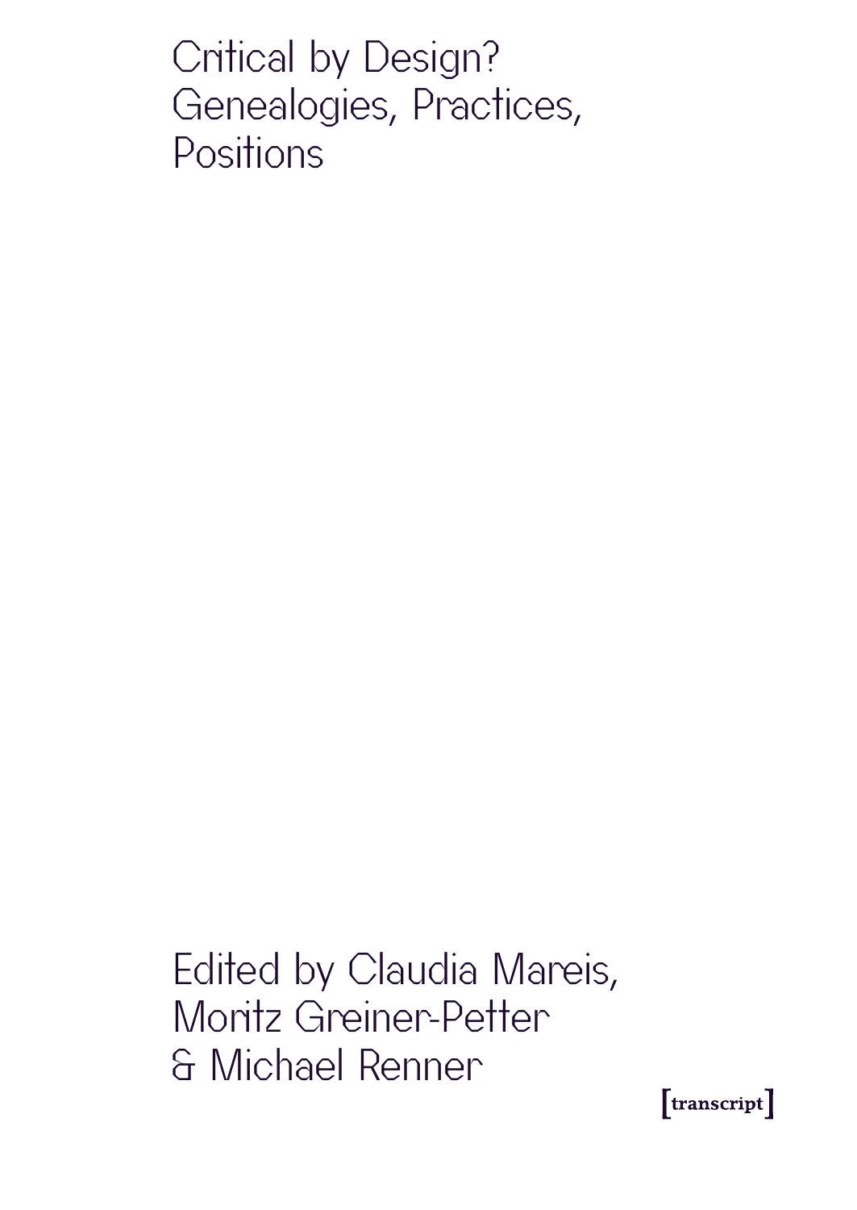# Critical by Design? Genealogies, Practices, Positions

Edited by Claudia Mareis, Moritz Greiner-Petter & Michael Renner

[transcript]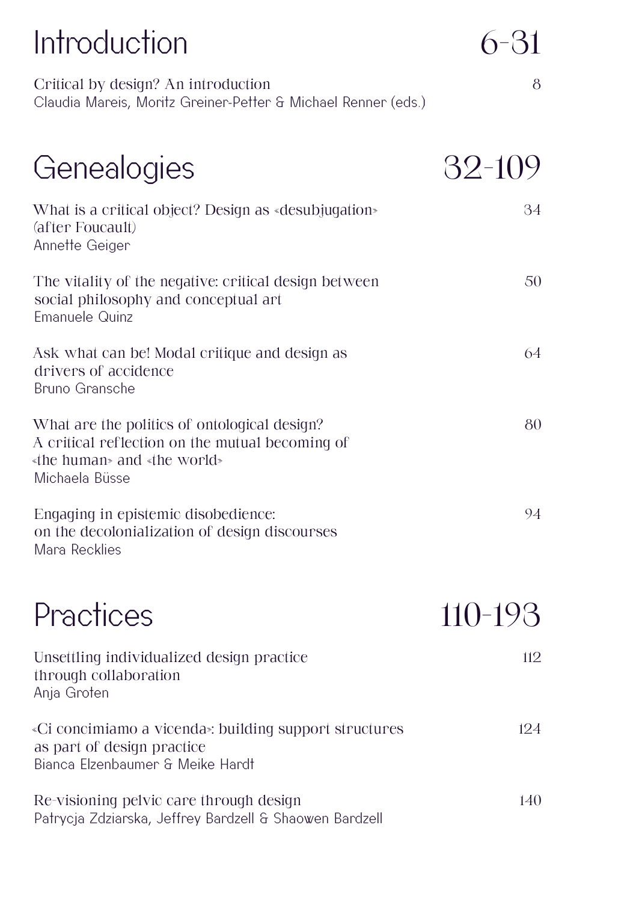# Introduction 6-31

Critical by design? An introduction 8
Claudia Mareis, Moritz Greiner-Petter & Michael Renner (eds.)

# Genealogies 32-109

What is a critical object? Design as «desubjugation» (after Foucault) 34
Annette Geiger

The vitality of the negative: critical design between social philosophy and conceptual art 50
Emanuele Quinz

Ask what can be! Modal critique and design as drivers of accidence 64
Bruno Gransche

What are the politics of ontological design? A critical reflection on the mutual becoming of «the human» and «the world» 80
Michaela Büsse

Engaging in epistemic disobedience: on the decolonialization of design discourses 94
Mara Recklies

# Practices 110-193

Unsettling individualized design practice through collaboration 112
Anja Groten

«Ci concimiamo a vicenda»: building support structures as part of design practice 124
Bianca Elzenbaumer & Meike Hardt

Re-visioning pelvic care through design 140
Patrycja Zdziarska, Jeffrey Bardzell & Shaowen Bardzell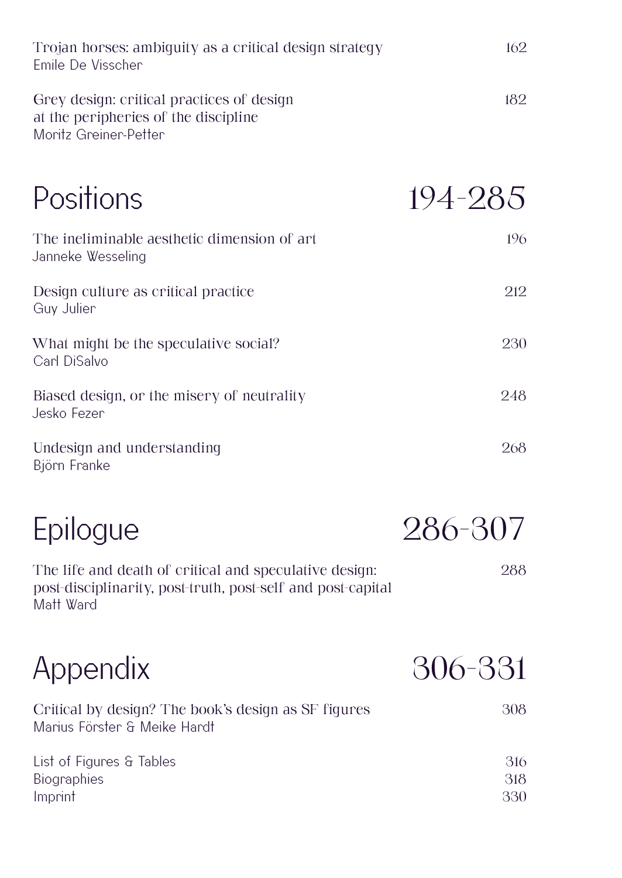Trojan horses: ambiguity as a critical design strategy — 162
Emile De Visscher

Grey design: critical practices of design at the peripheries of the discipline — 182
Moritz Greiner-Petter

## Positions 194-285

The ineliminable aesthetic dimension of art — 196
Janneke Wesseling

Design culture as critical practice — 212
Guy Julier

What might be the speculative social? — 230
Carl DiSalvo

Biased design, or the misery of neutrality — 248
Jesko Fezer

Undesign and understanding — 268
Björn Franke

## Epilogue 286-307

The life and death of critical and speculative design: post-disciplinarity, post-truth, post-self and post-capital — 288
Matt Ward

## Appendix 306-331

Critical by design? The book's design as SF figures — 308
Marius Förster & Meike Hardt

List of Figures & Tables — 316
Biographies — 318
Imprint — 330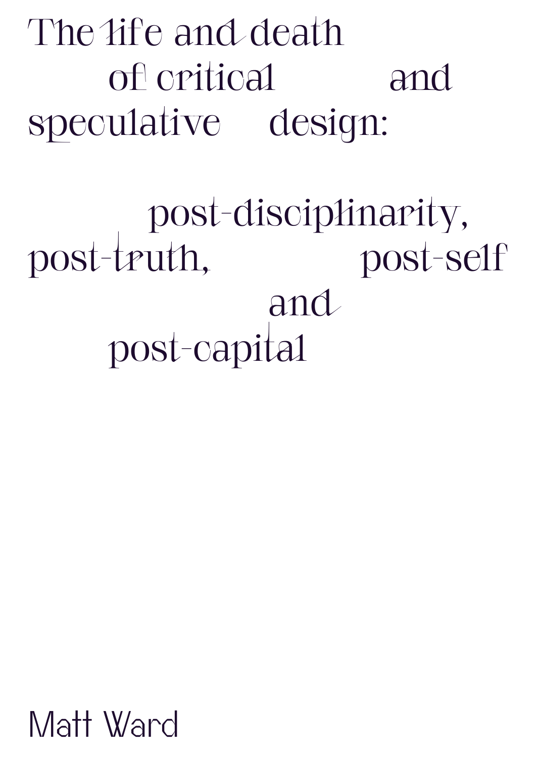# The life and death of critical and speculative design:

## post-disciplinarity, post-truth, post-self and post-capital

Matt Ward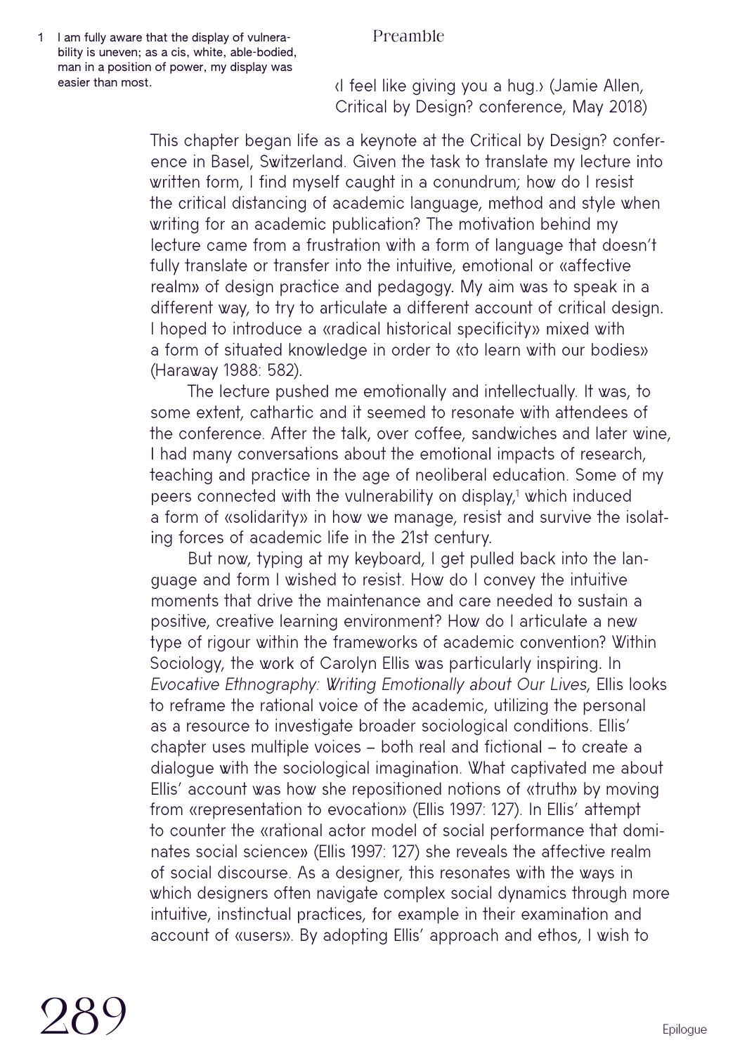## Preamble

‹I feel like giving you a hug.› (Jamie Allen, Critical by Design? conference, May 2018)

This chapter began life as a keynote at the Critical by Design? conference in Basel, Switzerland. Given the task to translate my lecture into written form, I find myself caught in a conundrum; how do I resist the critical distancing of academic language, method and style when writing for an academic publication? The motivation behind my lecture came from a frustration with a form of language that doesn't fully translate or transfer into the intuitive, emotional or «affective realm» of design practice and pedagogy. My aim was to speak in a different way, to try to articulate a different account of critical design. I hoped to introduce a «radical historical specificity» mixed with a form of situated knowledge in order to «to learn with our bodies» (Haraway 1988: 582).

The lecture pushed me emotionally and intellectually. It was, to some extent, cathartic and it seemed to resonate with attendees of the conference. After the talk, over coffee, sandwiches and later wine, I had many conversations about the emotional impacts of research, teaching and practice in the age of neoliberal education. Some of my peers connected with the vulnerability on display,[1] which induced a form of «solidarity» in how we manage, resist and survive the isolating forces of academic life in the 21st century.

But now, typing at my keyboard, I get pulled back into the language and form I wished to resist. How do I convey the intuitive moments that drive the maintenance and care needed to sustain a positive, creative learning environment? How do I articulate a new type of rigour within the frameworks of academic convention? Within Sociology, the work of Carolyn Ellis was particularly inspiring. In *Evocative Ethnography: Writing Emotionally about Our Lives*, Ellis looks to reframe the rational voice of the academic, utilizing the personal as a resource to investigate broader sociological conditions. Ellis' chapter uses multiple voices – both real and fictional – to create a dialogue with the sociological imagination. What captivated me about Ellis' account was how she repositioned notions of «truth» by moving from «representation to evocation» (Ellis 1997: 127). In Ellis' attempt to counter the «rational actor model of social performance that dominates social science» (Ellis 1997: 127) she reveals the affective realm of social discourse. As a designer, this resonates with the ways in which designers often navigate complex social dynamics through more intuitive, instinctual practices, for example in their examination and account of «users». By adopting Ellis' approach and ethos, I wish to

1 I am fully aware that the display of vulnerability is uneven; as a cis, white, able-bodied, man in a position of power, my display was easier than most.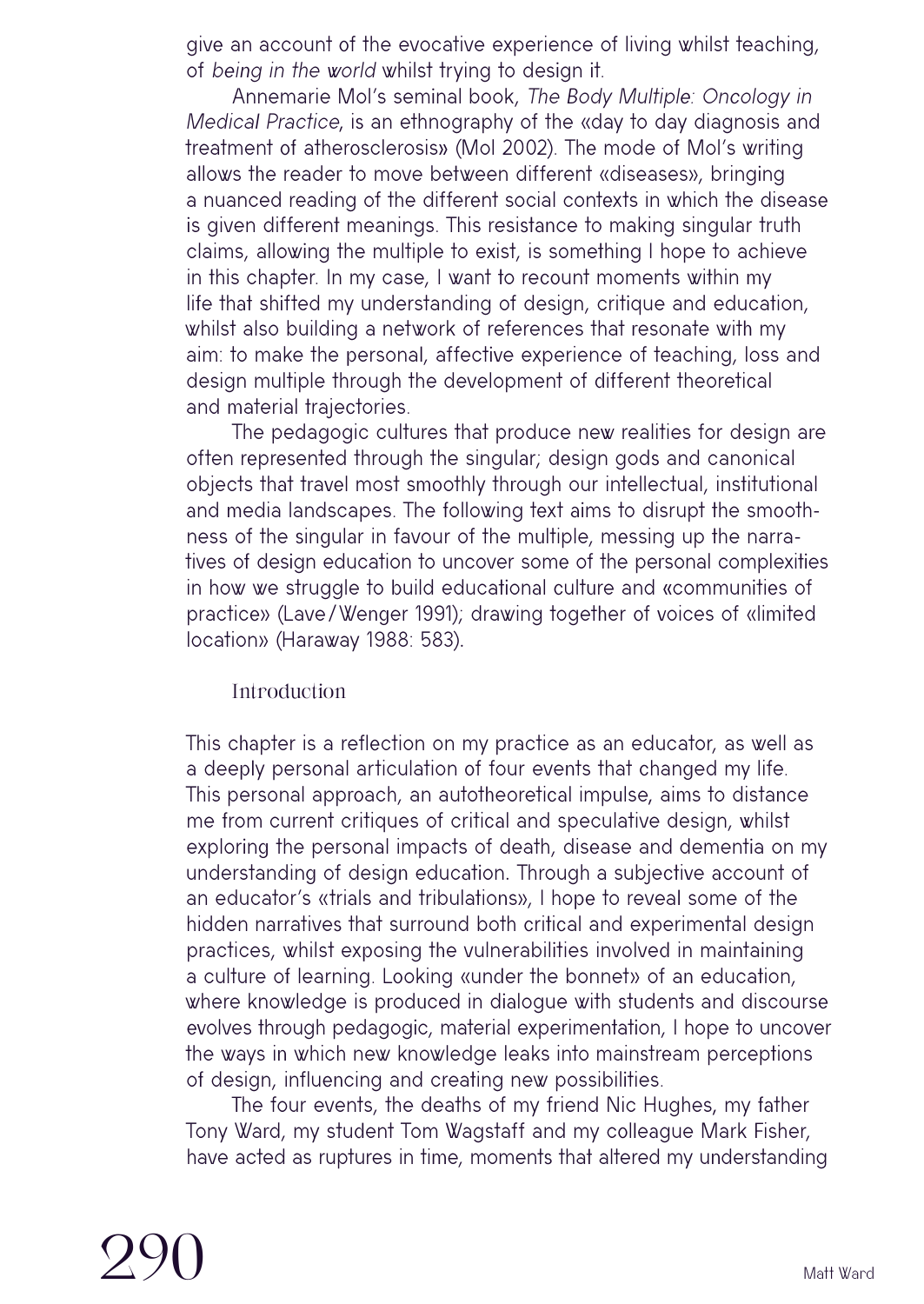give an account of the evocative experience of living whilst teaching, of *being in the world* whilst trying to design it.

Annemarie Mol's seminal book, *The Body Multiple: Oncology in Medical Practice*, is an ethnography of the «day to day diagnosis and treatment of atherosclerosis» (Mol 2002). The mode of Mol's writing allows the reader to move between different «diseases», bringing a nuanced reading of the different social contexts in which the disease is given different meanings. This resistance to making singular truth claims, allowing the multiple to exist, is something I hope to achieve in this chapter. In my case, I want to recount moments within my life that shifted my understanding of design, critique and education, whilst also building a network of references that resonate with my aim: to make the personal, affective experience of teaching, loss and design multiple through the development of different theoretical and material trajectories.

The pedagogic cultures that produce new realities for design are often represented through the singular; design gods and canonical objects that travel most smoothly through our intellectual, institutional and media landscapes. The following text aims to disrupt the smoothness of the singular in favour of the multiple, messing up the narratives of design education to uncover some of the personal complexities in how we struggle to build educational culture and «communities of practice» (Lave/Wenger 1991); drawing together of voices of «limited location» (Haraway 1988: 583).

## Introduction

This chapter is a reflection on my practice as an educator, as well as a deeply personal articulation of four events that changed my life. This personal approach, an autotheoretical impulse, aims to distance me from current critiques of critical and speculative design, whilst exploring the personal impacts of death, disease and dementia on my understanding of design education. Through a subjective account of an educator's «trials and tribulations», I hope to reveal some of the hidden narratives that surround both critical and experimental design practices, whilst exposing the vulnerabilities involved in maintaining a culture of learning. Looking «under the bonnet» of an education, where knowledge is produced in dialogue with students and discourse evolves through pedagogic, material experimentation, I hope to uncover the ways in which new knowledge leaks into mainstream perceptions of design, influencing and creating new possibilities.

The four events, the deaths of my friend Nic Hughes, my father Tony Ward, my student Tom Wagstaff and my colleague Mark Fisher, have acted as ruptures in time, moments that altered my understanding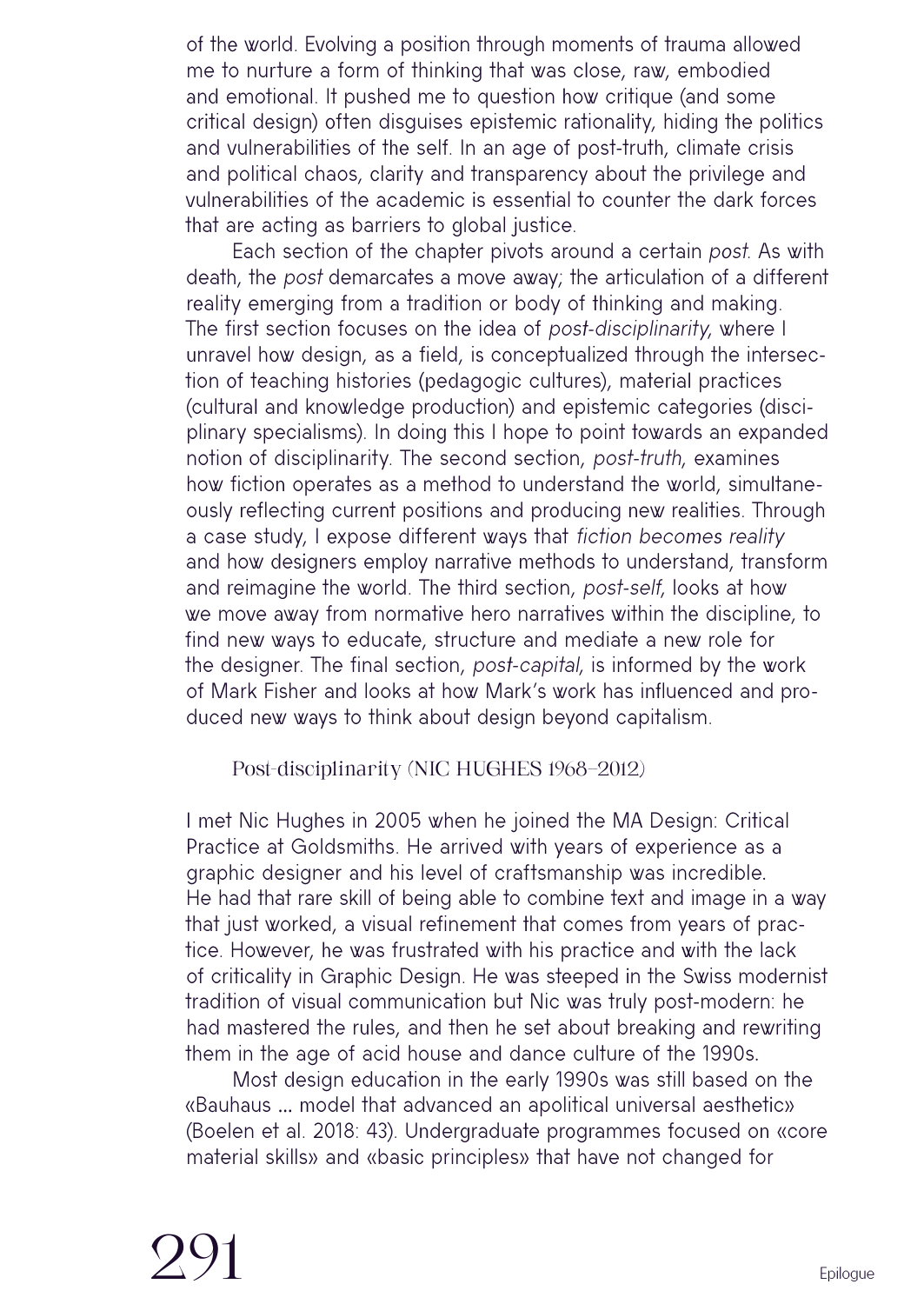of the world. Evolving a position through moments of trauma allowed me to nurture a form of thinking that was close, raw, embodied and emotional. It pushed me to question how critique (and some critical design) often disguises epistemic rationality, hiding the politics and vulnerabilities of the self. In an age of post-truth, climate crisis and political chaos, clarity and transparency about the privilege and vulnerabilities of the academic is essential to counter the dark forces that are acting as barriers to global justice.

Each section of the chapter pivots around a certain *post*. As with death, the *post* demarcates a move away; the articulation of a different reality emerging from a tradition or body of thinking and making. The first section focuses on the idea of *post-disciplinarity*, where I unravel how design, as a field, is conceptualized through the intersection of teaching histories (pedagogic cultures), material practices (cultural and knowledge production) and epistemic categories (disciplinary specialisms). In doing this I hope to point towards an expanded notion of disciplinarity. The second section, *post-truth*, examines how fiction operates as a method to understand the world, simultaneously reflecting current positions and producing new realities. Through a case study, I expose different ways that *fiction becomes reality* and how designers employ narrative methods to understand, transform and reimagine the world. The third section, *post-self*, looks at how we move away from normative hero narratives within the discipline, to find new ways to educate, structure and mediate a new role for the designer. The final section, *post-capital*, is informed by the work of Mark Fisher and looks at how Mark's work has influenced and produced new ways to think about design beyond capitalism.

## Post-disciplinarity (NIC HUGHES 1968–2012)

I met Nic Hughes in 2005 when he joined the MA Design: Critical Practice at Goldsmiths. He arrived with years of experience as a graphic designer and his level of craftsmanship was incredible. He had that rare skill of being able to combine text and image in a way that just worked, a visual refinement that comes from years of practice. However, he was frustrated with his practice and with the lack of criticality in Graphic Design. He was steeped in the Swiss modernist tradition of visual communication but Nic was truly post-modern: he had mastered the rules, and then he set about breaking and rewriting them in the age of acid house and dance culture of the 1990s.

Most design education in the early 1990s was still based on the «Bauhaus … model that advanced an apolitical universal aesthetic» (Boelen et al. 2018: 43). Undergraduate programmes focused on «core material skills» and «basic principles» that have not changed for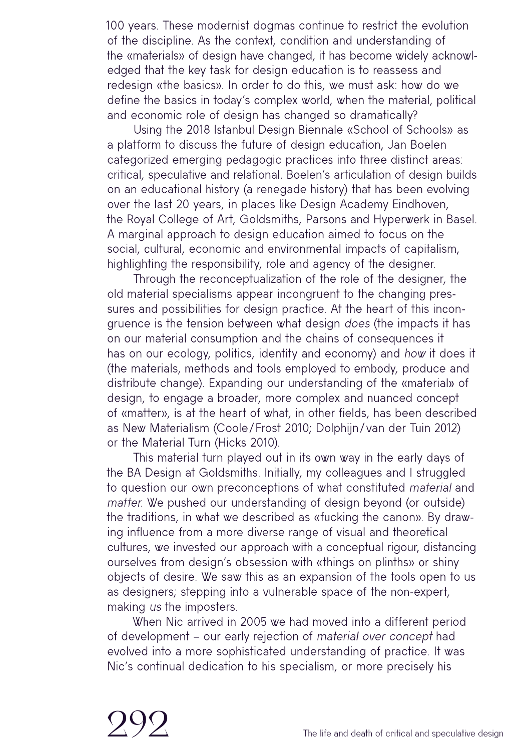100 years. These modernist dogmas continue to restrict the evolution of the discipline. As the context, condition and understanding of the «materials» of design have changed, it has become widely acknowledged that the key task for design education is to reassess and redesign «the basics». In order to do this, we must ask: how do we define the basics in today's complex world, when the material, political and economic role of design has changed so dramatically?

Using the 2018 Istanbul Design Biennale «School of Schools» as a platform to discuss the future of design education, Jan Boelen categorized emerging pedagogic practices into three distinct areas: critical, speculative and relational. Boelen's articulation of design builds on an educational history (a renegade history) that has been evolving over the last 20 years, in places like Design Academy Eindhoven, the Royal College of Art, Goldsmiths, Parsons and Hyperwerk in Basel. A marginal approach to design education aimed to focus on the social, cultural, economic and environmental impacts of capitalism, highlighting the responsibility, role and agency of the designer.

Through the reconceptualization of the role of the designer, the old material specialisms appear incongruent to the changing pressures and possibilities for design practice. At the heart of this incongruence is the tension between what design *does* (the impacts it has on our material consumption and the chains of consequences it has on our ecology, politics, identity and economy) and *how* it does it (the materials, methods and tools employed to embody, produce and distribute change). Expanding our understanding of the «material» of design, to engage a broader, more complex and nuanced concept of «matter», is at the heart of what, in other fields, has been described as New Materialism (Coole / Frost 2010; Dolphijn / van der Tuin 2012) or the Material Turn (Hicks 2010).

This material turn played out in its own way in the early days of the BA Design at Goldsmiths. Initially, my colleagues and I struggled to question our own preconceptions of what constituted *material* and *matter*. We pushed our understanding of design beyond (or outside) the traditions, in what we described as «fucking the canon». By drawing influence from a more diverse range of visual and theoretical cultures, we invested our approach with a conceptual rigour, distancing ourselves from design's obsession with «things on plinths» or shiny objects of desire. We saw this as an expansion of the tools open to us as designers; stepping into a vulnerable space of the non-expert, making *us* the imposters.

When Nic arrived in 2005 we had moved into a different period of development – our early rejection of *material over concept* had evolved into a more sophisticated understanding of practice. It was Nic's continual dedication to his specialism, or more precisely his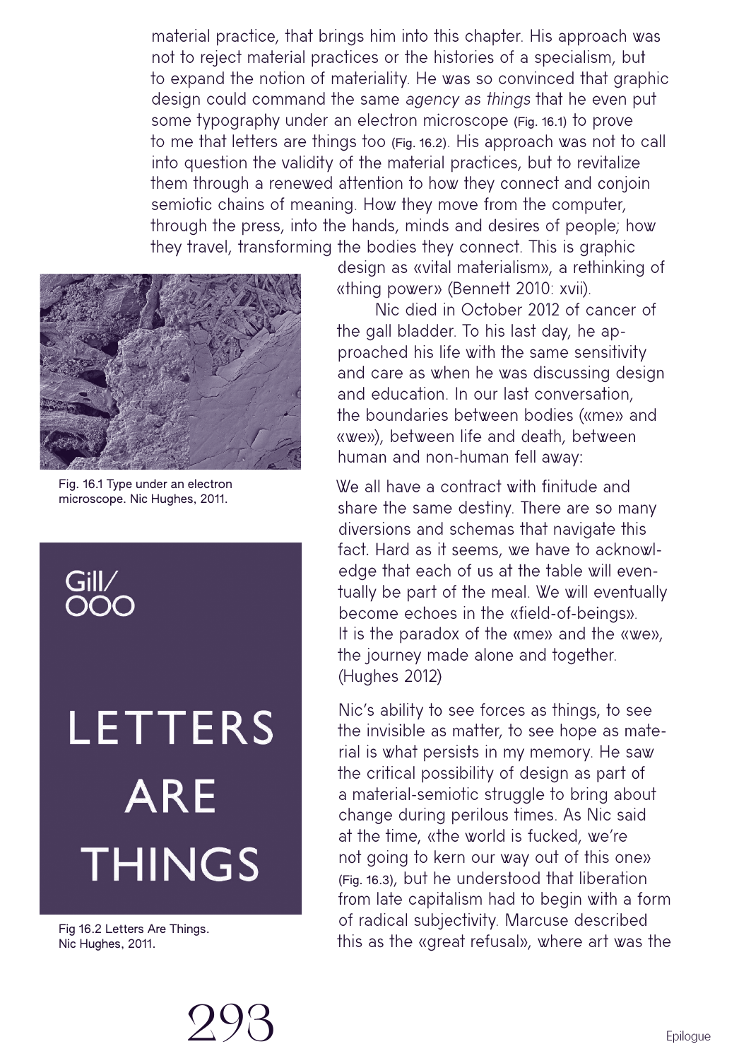material practice, that brings him into this chapter. His approach was not to reject material practices or the histories of a specialism, but to expand the notion of materiality. He was so convinced that graphic design could command the same *agency as things* that he even put some typography under an electron microscope (Fig. 16.1) to prove to me that letters are things too (Fig. 16.2). His approach was not to call into question the validity of the material practices, but to revitalize them through a renewed attention to how they connect and conjoin semiotic chains of meaning. How they move from the computer, through the press, into the hands, minds and desires of people; how they travel, transforming the bodies they connect. This is graphic design as «vital materialism», a rethinking of «thing power» (Bennett 2010: xvii).

Fig. 16.1 Type under an electron microscope. Nic Hughes, 2011.

Gill/
OOO

LETTERS ARE THINGS

Fig 16.2 Letters Are Things. Nic Hughes, 2011.

Nic died in October 2012 of cancer of the gall bladder. To his last day, he approached his life with the same sensitivity and care as when he was discussing design and education. In our last conversation, the boundaries between bodies («me» and «we»), between life and death, between human and non-human fell away:

> We all have a contract with finitude and share the same destiny. There are so many diversions and schemas that navigate this fact. Hard as it seems, we have to acknowledge that each of us at the table will eventually be part of the meal. We will eventually become echoes in the «field-of-beings». It is the paradox of the «me» and the «we», the journey made alone and together. (Hughes 2012)

Nic's ability to see forces as things, to see the invisible as matter, to see hope as material is what persists in my memory. He saw the critical possibility of design as part of a material-semiotic struggle to bring about change during perilous times. As Nic said at the time, «the world is fucked, we're not going to kern our way out of this one» (Fig. 16.3), but he understood that liberation from late capitalism had to begin with a form of radical subjectivity. Marcuse described this as the «great refusal», where art was the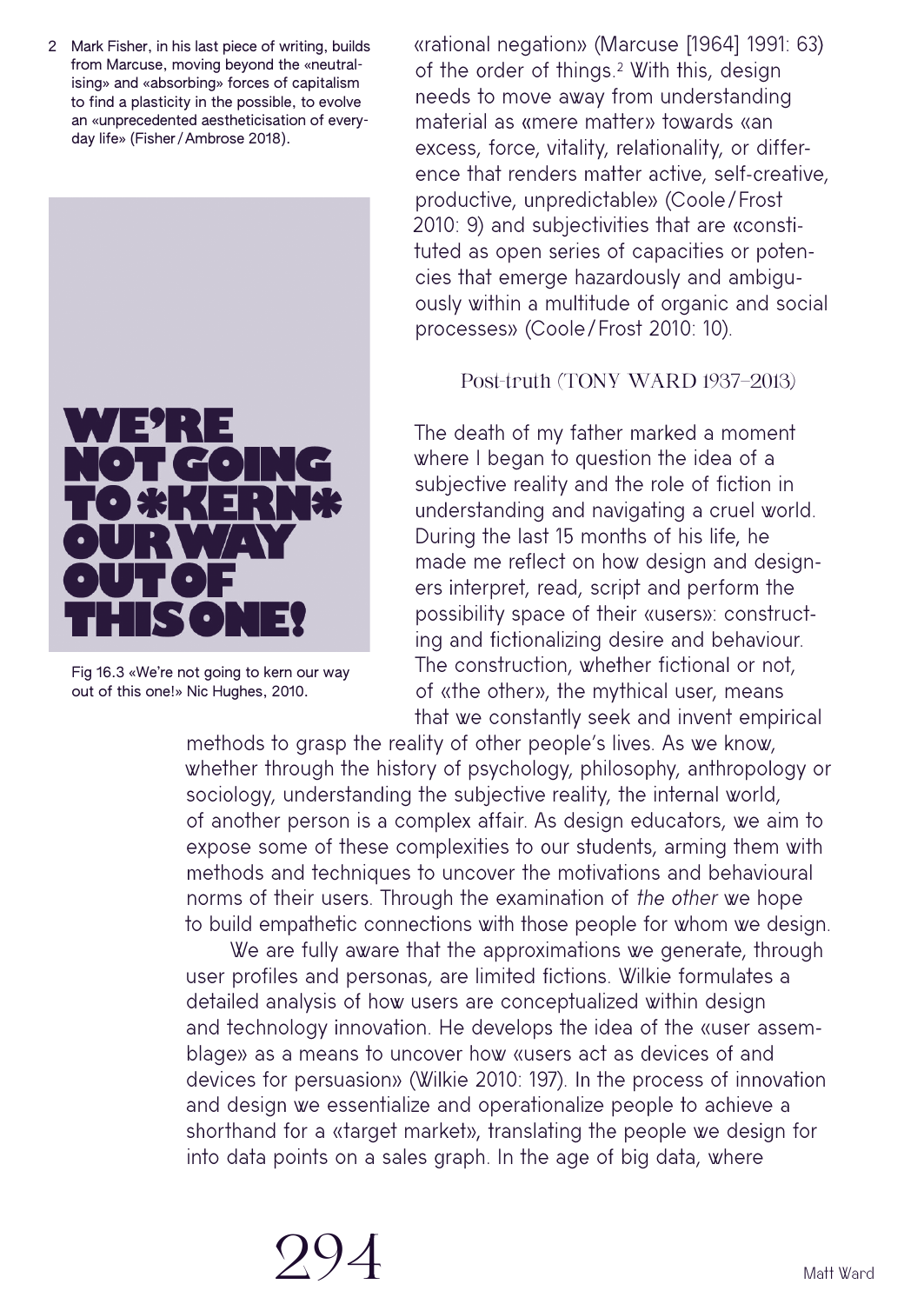«rational negation» (Marcuse [1964] 1991: 63) of the order of things.[2] With this, design needs to move away from understanding material as «mere matter» towards «an excess, force, vitality, relationality, or difference that renders matter active, self-creative, productive, unpredictable» (Coole / Frost 2010: 9) and subjectivities that are «constituted as open series of capacities or potencies that emerge hazardously and ambiguously within a multitude of organic and social processes» (Coole / Frost 2010: 10).

2 Mark Fisher, in his last piece of writing, builds from Marcuse, moving beyond the «neutralising» and «absorbing» forces of capitalism to find a plasticity in the possible, to evolve an «unprecedented aestheticisation of everyday life» (Fisher / Ambrose 2018).

WE'RE NOT GOING TO *KERN* OUR WAY OUT OF THIS ONE!

Fig 16.3 «We're not going to kern our way out of this one!» Nic Hughes, 2010.

### Post-truth (TONY WARD 1937–2013)

The death of my father marked a moment where I began to question the idea of a subjective reality and the role of fiction in understanding and navigating a cruel world. During the last 15 months of his life, he made me reflect on how design and designers interpret, read, script and perform the possibility space of their «users»: constructing and fictionalizing desire and behaviour. The construction, whether fictional or not, of «the other», the mythical user, means that we constantly seek and invent empirical methods to grasp the reality of other people's lives. As we know, whether through the history of psychology, philosophy, anthropology or sociology, understanding the subjective reality, the internal world, of another person is a complex affair. As design educators, we aim to expose some of these complexities to our students, arming them with methods and techniques to uncover the motivations and behavioural norms of their users. Through the examination of *the other* we hope to build empathetic connections with those people for whom we design.

We are fully aware that the approximations we generate, through user profiles and personas, are limited fictions. Wilkie formulates a detailed analysis of how users are conceptualized within design and technology innovation. He develops the idea of the «user assemblage» as a means to uncover how «users act as devices of and devices for persuasion» (Wilkie 2010: 197). In the process of innovation and design we essentialize and operationalize people to achieve a shorthand for a «target market», translating the people we design for into data points on a sales graph. In the age of big data, where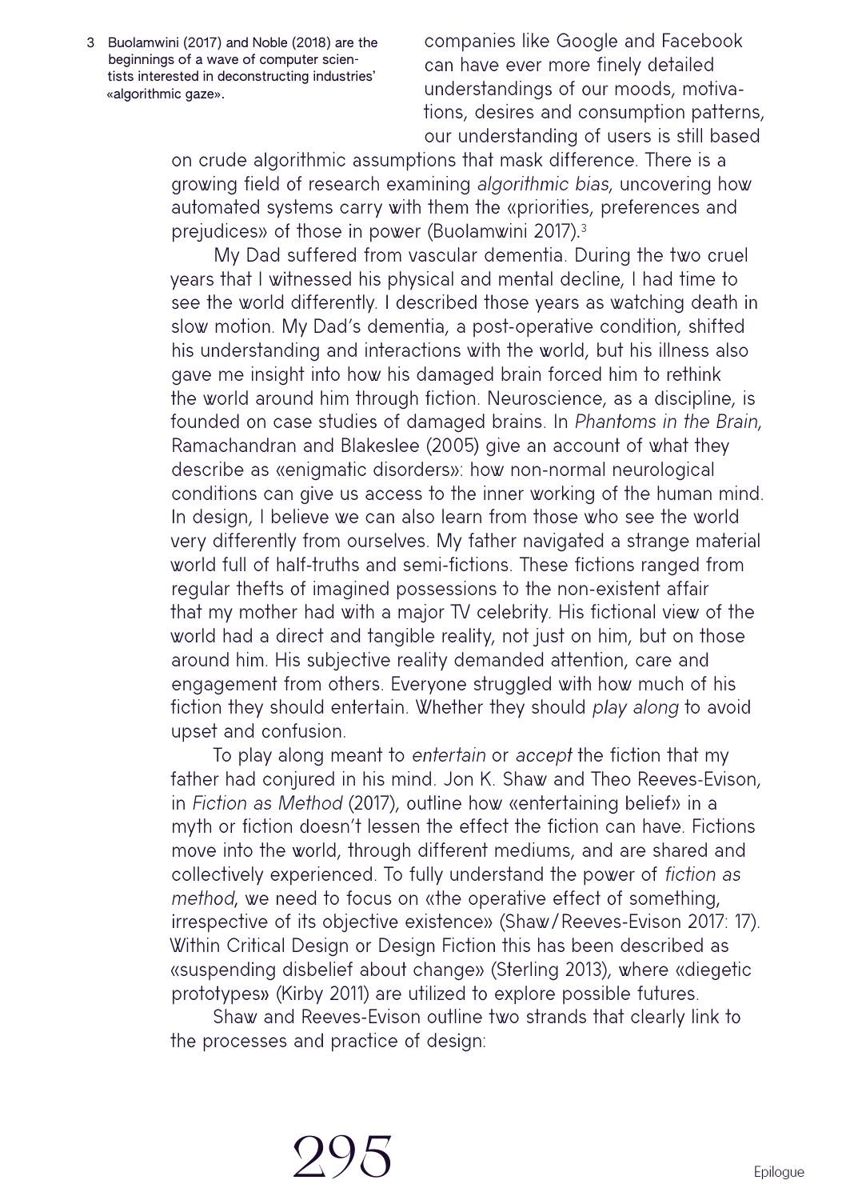companies like Google and Facebook can have ever more finely detailed understandings of our moods, motivations, desires and consumption patterns, our understanding of users is still based on crude algorithmic assumptions that mask difference. There is a growing field of research examining *algorithmic bias*, uncovering how automated systems carry with them the «priorities, preferences and prejudices» of those in power (Buolamwini 2017).[3]

My Dad suffered from vascular dementia. During the two cruel years that I witnessed his physical and mental decline, I had time to see the world differently. I described those years as watching death in slow motion. My Dad's dementia, a post-operative condition, shifted his understanding and interactions with the world, but his illness also gave me insight into how his damaged brain forced him to rethink the world around him through fiction. Neuroscience, as a discipline, is founded on case studies of damaged brains. In *Phantoms in the Brain*, Ramachandran and Blakeslee (2005) give an account of what they describe as «enigmatic disorders»: how non-normal neurological conditions can give us access to the inner working of the human mind. In design, I believe we can also learn from those who see the world very differently from ourselves. My father navigated a strange material world full of half-truths and semi-fictions. These fictions ranged from regular thefts of imagined possessions to the non-existent affair that my mother had with a major TV celebrity. His fictional view of the world had a direct and tangible reality, not just on him, but on those around him. His subjective reality demanded attention, care and engagement from others. Everyone struggled with how much of his fiction they should entertain. Whether they should *play along* to avoid upset and confusion.

To play along meant to *entertain* or *accept* the fiction that my father had conjured in his mind. Jon K. Shaw and Theo Reeves-Evison, in *Fiction as Method* (2017), outline how «entertaining belief» in a myth or fiction doesn't lessen the effect the fiction can have. Fictions move into the world, through different mediums, and are shared and collectively experienced. To fully understand the power of *fiction as method*, we need to focus on «the operative effect of something, irrespective of its objective existence» (Shaw/Reeves-Evison 2017: 17). Within Critical Design or Design Fiction this has been described as «suspending disbelief about change» (Sterling 2013), where «diegetic prototypes» (Kirby 2011) are utilized to explore possible futures.

Shaw and Reeves-Evison outline two strands that clearly link to the processes and practice of design:

3 Buolamwini (2017) and Noble (2018) are the beginnings of a wave of computer scientists interested in deconstructing industries' «algorithmic gaze».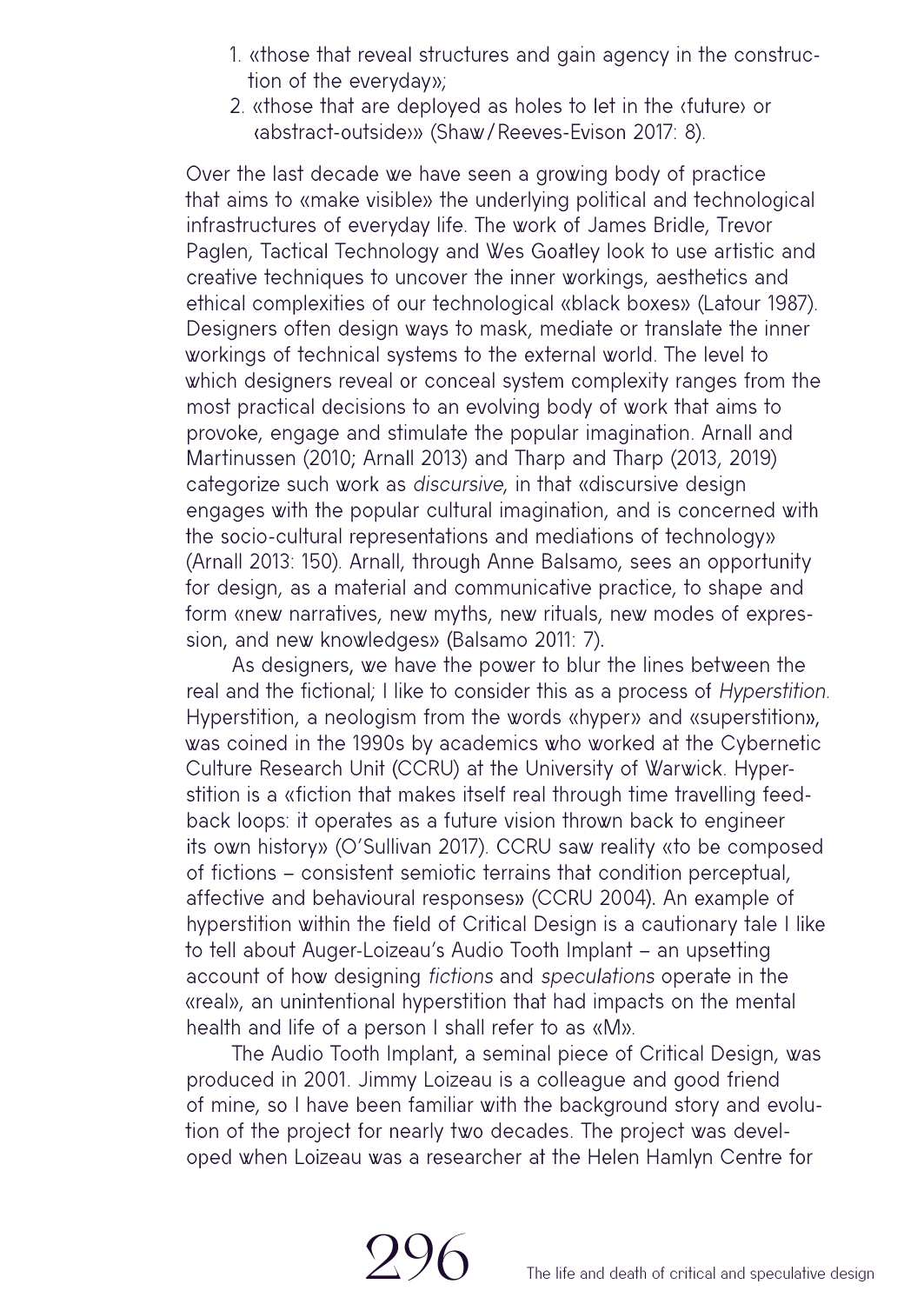1. «those that reveal structures and gain agency in the construction of the everyday»;
2. «those that are deployed as holes to let in the ‹future› or ‹abstract-outside›» (Shaw / Reeves-Evison 2017: 8).

Over the last decade we have seen a growing body of practice that aims to «make visible» the underlying political and technological infrastructures of everyday life. The work of James Bridle, Trevor Paglen, Tactical Technology and Wes Goatley look to use artistic and creative techniques to uncover the inner workings, aesthetics and ethical complexities of our technological «black boxes» (Latour 1987). Designers often design ways to mask, mediate or translate the inner workings of technical systems to the external world. The level to which designers reveal or conceal system complexity ranges from the most practical decisions to an evolving body of work that aims to provoke, engage and stimulate the popular imagination. Arnall and Martinussen (2010; Arnall 2013) and Tharp and Tharp (2013, 2019) categorize such work as *discursive*, in that «discursive design engages with the popular cultural imagination, and is concerned with the socio-cultural representations and mediations of technology» (Arnall 2013: 150). Arnall, through Anne Balsamo, sees an opportunity for design, as a material and communicative practice, to shape and form «new narratives, new myths, new rituals, new modes of expression, and new knowledges» (Balsamo 2011: 7).

As designers, we have the power to blur the lines between the real and the fictional; I like to consider this as a process of *Hyperstition*. Hyperstition, a neologism from the words «hyper» and «superstition», was coined in the 1990s by academics who worked at the Cybernetic Culture Research Unit (CCRU) at the University of Warwick. Hyperstition is a «fiction that makes itself real through time travelling feedback loops: it operates as a future vision thrown back to engineer its own history» (O'Sullivan 2017). CCRU saw reality «to be composed of fictions – consistent semiotic terrains that condition perceptual, affective and behavioural responses» (CCRU 2004). An example of hyperstition within the field of Critical Design is a cautionary tale I like to tell about Auger-Loizeau's Audio Tooth Implant – an upsetting account of how designing *fictions* and *speculations* operate in the «real», an unintentional hyperstition that had impacts on the mental health and life of a person I shall refer to as «M».

The Audio Tooth Implant, a seminal piece of Critical Design, was produced in 2001. Jimmy Loizeau is a colleague and good friend of mine, so I have been familiar with the background story and evolution of the project for nearly two decades. The project was developed when Loizeau was a researcher at the Helen Hamlyn Centre for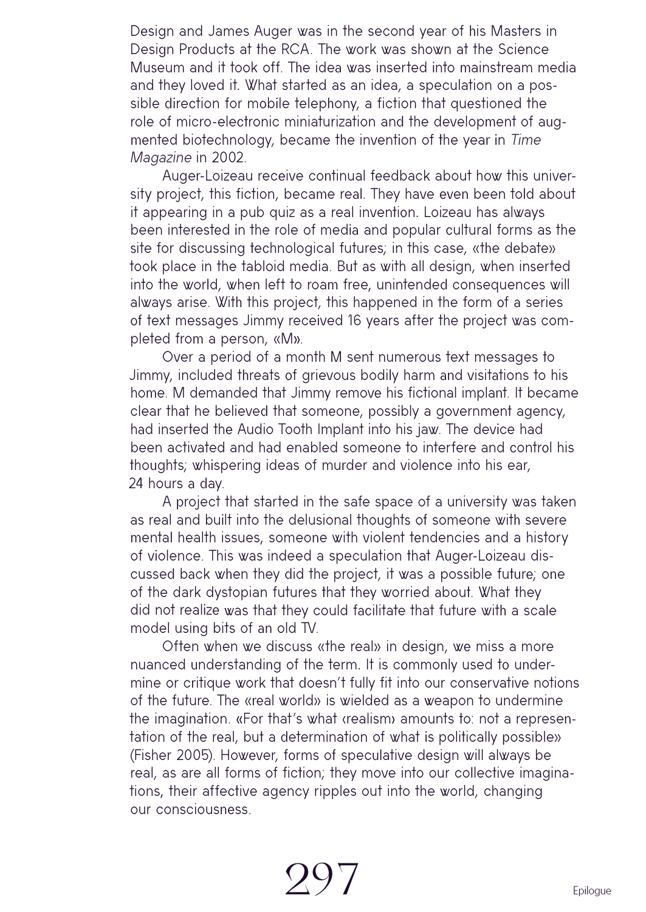Design and James Auger was in the second year of his Masters in Design Products at the RCA. The work was shown at the Science Museum and it took off. The idea was inserted into mainstream media and they loved it. What started as an idea, a speculation on a possible direction for mobile telephony, a fiction that questioned the role of micro-electronic miniaturization and the development of augmented biotechnology, became the invention of the year in *Time Magazine* in 2002.

Auger-Loizeau receive continual feedback about how this university project, this fiction, became real. They have even been told about it appearing in a pub quiz as a real invention. Loizeau has always been interested in the role of media and popular cultural forms as the site for discussing technological futures; in this case, «the debate» took place in the tabloid media. But as with all design, when inserted into the world, when left to roam free, unintended consequences will always arise. With this project, this happened in the form of a series of text messages Jimmy received 16 years after the project was completed from a person, «M».

Over a period of a month M sent numerous text messages to Jimmy, included threats of grievous bodily harm and visitations to his home. M demanded that Jimmy remove his fictional implant. It became clear that he believed that someone, possibly a government agency, had inserted the Audio Tooth Implant into his jaw. The device had been activated and had enabled someone to interfere and control his thoughts; whispering ideas of murder and violence into his ear, 24 hours a day.

A project that started in the safe space of a university was taken as real and built into the delusional thoughts of someone with severe mental health issues, someone with violent tendencies and a history of violence. This was indeed a speculation that Auger-Loizeau discussed back when they did the project, it was a possible future; one of the dark dystopian futures that they worried about. What they did not realize was that they could facilitate that future with a scale model using bits of an old TV.

Often when we discuss «the real» in design, we miss a more nuanced understanding of the term. It is commonly used to undermine or critique work that doesn't fully fit into our conservative notions of the future. The «real world» is wielded as a weapon to undermine the imagination. «For that's what ‹realism› amounts to: not a representation of the real, but a determination of what is politically possible» (Fisher 2005). However, forms of speculative design will always be real, as are all forms of fiction; they move into our collective imaginations, their affective agency ripples out into the world, changing our consciousness.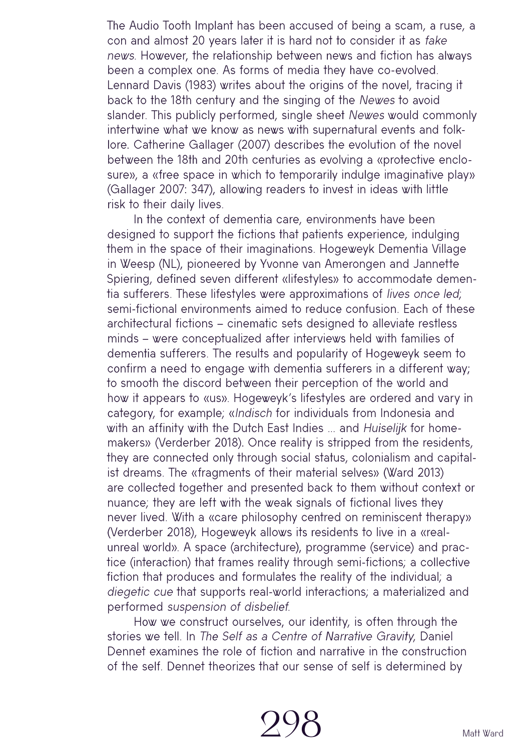The Audio Tooth Implant has been accused of being a scam, a ruse, a con and almost 20 years later it is hard not to consider it as *fake news*. However, the relationship between news and fiction has always been a complex one. As forms of media they have co-evolved. Lennard Davis (1983) writes about the origins of the novel, tracing it back to the 18th century and the singing of the *Newes* to avoid slander. This publicly performed, single sheet *Newes* would commonly intertwine what we know as news with supernatural events and folklore. Catherine Gallager (2007) describes the evolution of the novel between the 18th and 20th centuries as evolving a «protective enclosure», a «free space in which to temporarily indulge imaginative play» (Gallager 2007: 347), allowing readers to invest in ideas with little risk to their daily lives.

In the context of dementia care, environments have been designed to support the fictions that patients experience, indulging them in the space of their imaginations. Hogeweyk Dementia Village in Weesp (NL), pioneered by Yvonne van Amerongen and Jannette Spiering, defined seven different «lifestyles» to accommodate dementia sufferers. These lifestyles were approximations of *lives once led*; semi-fictional environments aimed to reduce confusion. Each of these architectural fictions – cinematic sets designed to alleviate restless minds – were conceptualized after interviews held with families of dementia sufferers. The results and popularity of Hogeweyk seem to confirm a need to engage with dementia sufferers in a different way; to smooth the discord between their perception of the world and how it appears to «us». Hogeweyk's lifestyles are ordered and vary in category, for example; «*Indisch* for individuals from Indonesia and with an affinity with the Dutch East Indies ... and *Huiselijk* for homemakers» (Verderber 2018). Once reality is stripped from the residents, they are connected only through social status, colonialism and capitalist dreams. The «fragments of their material selves» (Ward 2013) are collected together and presented back to them without context or nuance; they are left with the weak signals of fictional lives they never lived. With a «care philosophy centred on reminiscent therapy» (Verderber 2018), Hogeweyk allows its residents to live in a «real-unreal world». A space (architecture), programme (service) and practice (interaction) that frames reality through semi-fictions; a collective fiction that produces and formulates the reality of the individual; a *diegetic cue* that supports real-world interactions; a materialized and performed *suspension of disbelief*.

How we construct ourselves, our identity, is often through the stories we tell. In *The Self as a Centre of Narrative Gravity*, Daniel Dennet examines the role of fiction and narrative in the construction of the self. Dennet theorizes that our sense of self is determined by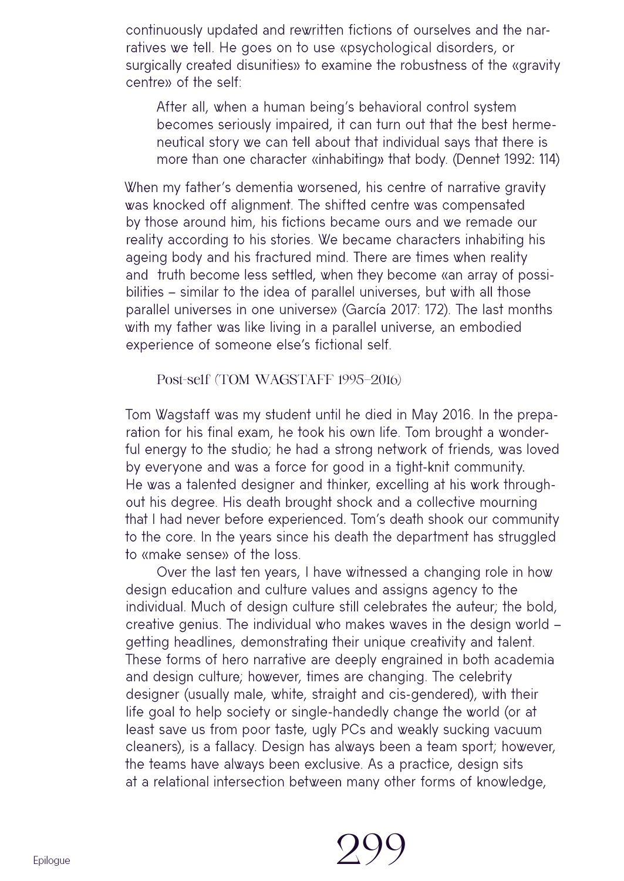continuously updated and rewritten fictions of ourselves and the narratives we tell. He goes on to use «psychological disorders, or surgically created disunities» to examine the robustness of the «gravity centre» of the self:

> After all, when a human being's behavioral control system becomes seriously impaired, it can turn out that the best hermeneutical story we can tell about that individual says that there is more than one character «inhabiting» that body. (Dennet 1992: 114)

When my father's dementia worsened, his centre of narrative gravity was knocked off alignment. The shifted centre was compensated by those around him, his fictions became ours and we remade our reality according to his stories. We became characters inhabiting his ageing body and his fractured mind. There are times when reality and truth become less settled, when they become «an array of possibilities – similar to the idea of parallel universes, but with all those parallel universes in one universe» (García 2017: 172). The last months with my father was like living in a parallel universe, an embodied experience of someone else's fictional self.

### Post-self (TOM WAGSTAFF 1995–2016)

Tom Wagstaff was my student until he died in May 2016. In the preparation for his final exam, he took his own life. Tom brought a wonderful energy to the studio; he had a strong network of friends, was loved by everyone and was a force for good in a tight-knit community. He was a talented designer and thinker, excelling at his work throughout his degree. His death brought shock and a collective mourning that I had never before experienced. Tom's death shook our community to the core. In the years since his death the department has struggled to «make sense» of the loss.

Over the last ten years, I have witnessed a changing role in how design education and culture values and assigns agency to the individual. Much of design culture still celebrates the auteur; the bold, creative genius. The individual who makes waves in the design world – getting headlines, demonstrating their unique creativity and talent. These forms of hero narrative are deeply engrained in both academia and design culture; however, times are changing. The celebrity designer (usually male, white, straight and cis-gendered), with their life goal to help society or single-handedly change the world (or at least save us from poor taste, ugly PCs and weakly sucking vacuum cleaners), is a fallacy. Design has always been a team sport; however, the teams have always been exclusive. As a practice, design sits at a relational intersection between many other forms of knowledge,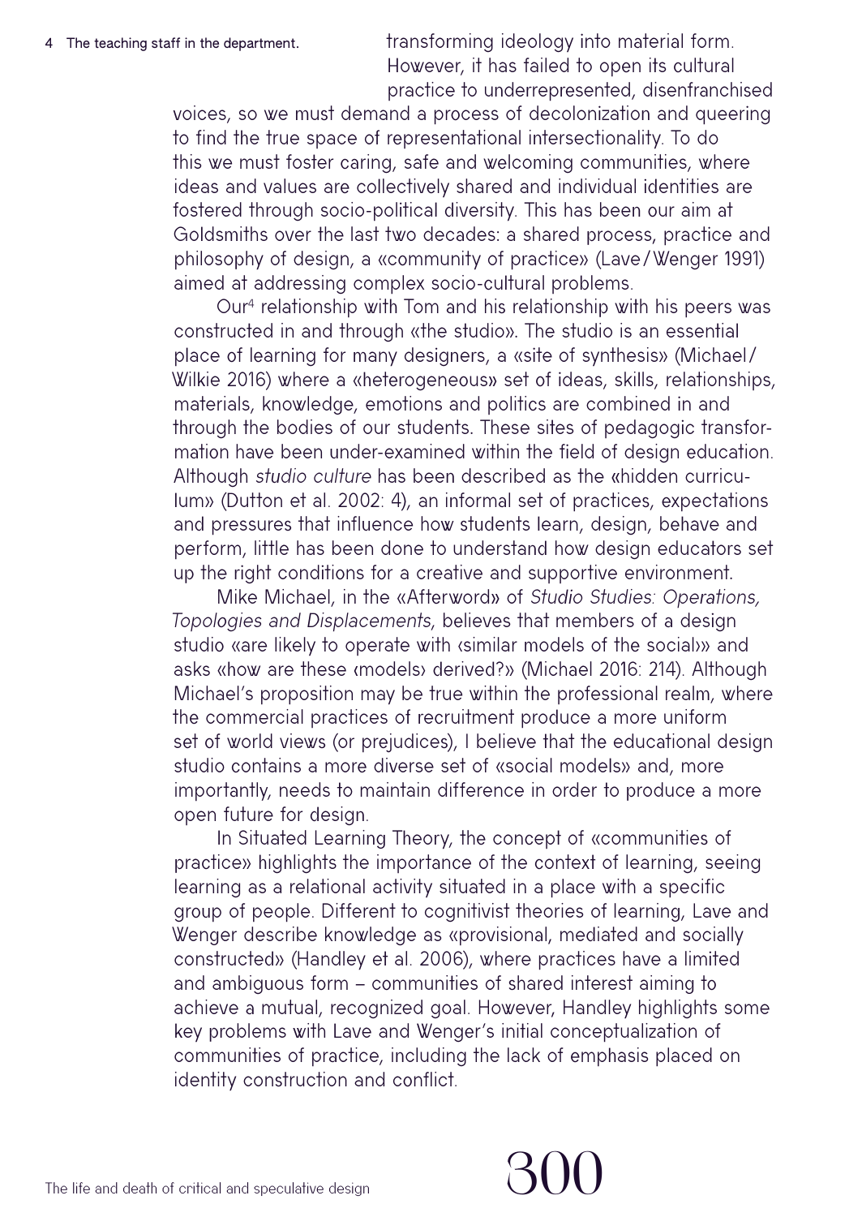transforming ideology into material form. However, it has failed to open its cultural practice to underrepresented, disenfranchised voices, so we must demand a process of decolonization and queering to find the true space of representational intersectionality. To do this we must foster caring, safe and welcoming communities, where ideas and values are collectively shared and individual identities are fostered through socio-political diversity. This has been our aim at Goldsmiths over the last two decades: a shared process, practice and philosophy of design, a «community of practice» (Lave/Wenger 1991) aimed at addressing complex socio-cultural problems.

Our[4] relationship with Tom and his relationship with his peers was constructed in and through «the studio». The studio is an essential place of learning for many designers, a «site of synthesis» (Michael/Wilkie 2016) where a «heterogeneous» set of ideas, skills, relationships, materials, knowledge, emotions and politics are combined in and through the bodies of our students. These sites of pedagogic transformation have been under-examined within the field of design education. Although *studio culture* has been described as the «hidden curriculum» (Dutton et al. 2002: 4), an informal set of practices, expectations and pressures that influence how students learn, design, behave and perform, little has been done to understand how design educators set up the right conditions for a creative and supportive environment.

Mike Michael, in the «Afterword» of *Studio Studies: Operations, Topologies and Displacements*, believes that members of a design studio «are likely to operate with ‹similar models of the social›» and asks «how are these ‹models› derived?» (Michael 2016: 214). Although Michael's proposition may be true within the professional realm, where the commercial practices of recruitment produce a more uniform set of world views (or prejudices), I believe that the educational design studio contains a more diverse set of «social models» and, more importantly, needs to maintain difference in order to produce a more open future for design.

In Situated Learning Theory, the concept of «communities of practice» highlights the importance of the context of learning, seeing learning as a relational activity situated in a place with a specific group of people. Different to cognitivist theories of learning, Lave and Wenger describe knowledge as «provisional, mediated and socially constructed» (Handley et al. 2006), where practices have a limited and ambiguous form – communities of shared interest aiming to achieve a mutual, recognized goal. However, Handley highlights some key problems with Lave and Wenger's initial conceptualization of communities of practice, including the lack of emphasis placed on identity construction and conflict.

4 The teaching staff in the department.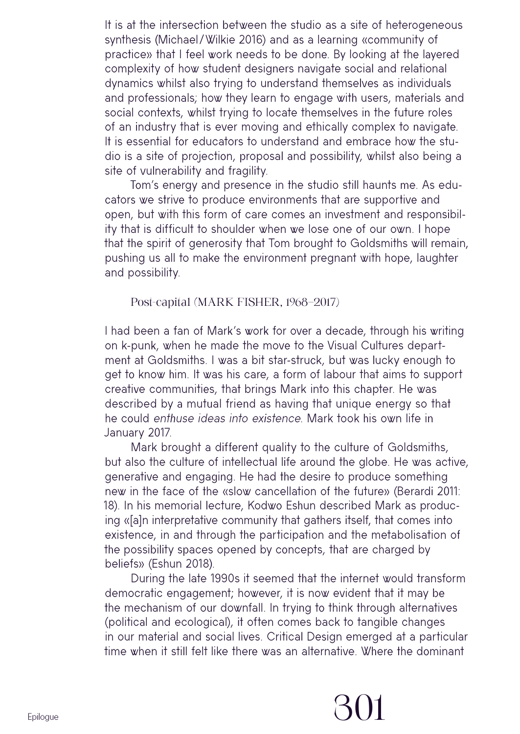It is at the intersection between the studio as a site of heterogeneous synthesis (Michael/Wilkie 2016) and as a learning «community of practice» that I feel work needs to be done. By looking at the layered complexity of how student designers navigate social and relational dynamics whilst also trying to understand themselves as individuals and professionals; how they learn to engage with users, materials and social contexts, whilst trying to locate themselves in the future roles of an industry that is ever moving and ethically complex to navigate. It is essential for educators to understand and embrace how the studio is a site of projection, proposal and possibility, whilst also being a site of vulnerability and fragility.

Tom's energy and presence in the studio still haunts me. As educators we strive to produce environments that are supportive and open, but with this form of care comes an investment and responsibility that is difficult to shoulder when we lose one of our own. I hope that the spirit of generosity that Tom brought to Goldsmiths will remain, pushing us all to make the environment pregnant with hope, laughter and possibility.

### Post-capital (MARK FISHER, 1968–2017)

I had been a fan of Mark's work for over a decade, through his writing on k-punk, when he made the move to the Visual Cultures department at Goldsmiths. I was a bit star-struck, but was lucky enough to get to know him. It was his care, a form of labour that aims to support creative communities, that brings Mark into this chapter. He was described by a mutual friend as having that unique energy so that he could *enthuse ideas into existence*. Mark took his own life in January 2017.

Mark brought a different quality to the culture of Goldsmiths, but also the culture of intellectual life around the globe. He was active, generative and engaging. He had the desire to produce something new in the face of the «slow cancellation of the future» (Berardi 2011: 18). In his memorial lecture, Kodwo Eshun described Mark as producing «[a]n interpretative community that gathers itself, that comes into existence, in and through the participation and the metabolisation of the possibility spaces opened by concepts, that are charged by beliefs» (Eshun 2018).

During the late 1990s it seemed that the internet would transform democratic engagement; however, it is now evident that it may be the mechanism of our downfall. In trying to think through alternatives (political and ecological), it often comes back to tangible changes in our material and social lives. Critical Design emerged at a particular time when it still felt like there was an alternative. Where the dominant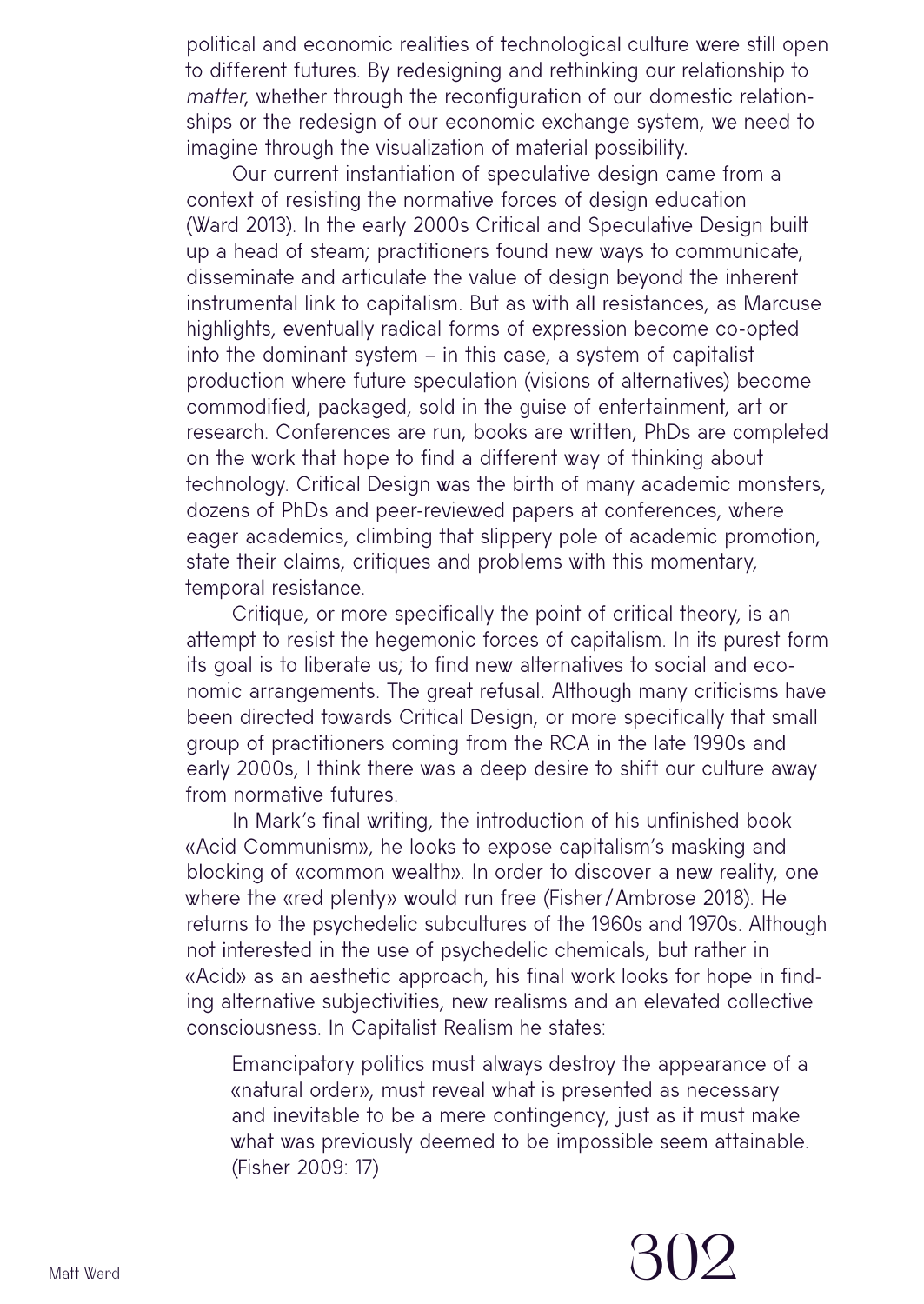political and economic realities of technological culture were still open to different futures. By redesigning and rethinking our relationship to *matter*, whether through the reconfiguration of our domestic relationships or the redesign of our economic exchange system, we need to imagine through the visualization of material possibility.

Our current instantiation of speculative design came from a context of resisting the normative forces of design education (Ward 2013). In the early 2000s Critical and Speculative Design built up a head of steam; practitioners found new ways to communicate, disseminate and articulate the value of design beyond the inherent instrumental link to capitalism. But as with all resistances, as Marcuse highlights, eventually radical forms of expression become co-opted into the dominant system – in this case, a system of capitalist production where future speculation (visions of alternatives) become commodified, packaged, sold in the guise of entertainment, art or research. Conferences are run, books are written, PhDs are completed on the work that hope to find a different way of thinking about technology. Critical Design was the birth of many academic monsters, dozens of PhDs and peer-reviewed papers at conferences, where eager academics, climbing that slippery pole of academic promotion, state their claims, critiques and problems with this momentary, temporal resistance.

Critique, or more specifically the point of critical theory, is an attempt to resist the hegemonic forces of capitalism. In its purest form its goal is to liberate us; to find new alternatives to social and economic arrangements. The great refusal. Although many criticisms have been directed towards Critical Design, or more specifically that small group of practitioners coming from the RCA in the late 1990s and early 2000s, I think there was a deep desire to shift our culture away from normative futures.

In Mark's final writing, the introduction of his unfinished book «Acid Communism», he looks to expose capitalism's masking and blocking of «common wealth». In order to discover a new reality, one where the «red plenty» would run free (Fisher/Ambrose 2018). He returns to the psychedelic subcultures of the 1960s and 1970s. Although not interested in the use of psychedelic chemicals, but rather in «Acid» as an aesthetic approach, his final work looks for hope in finding alternative subjectivities, new realisms and an elevated collective consciousness. In Capitalist Realism he states:

> Emancipatory politics must always destroy the appearance of a «natural order», must reveal what is presented as necessary and inevitable to be a mere contingency, just as it must make what was previously deemed to be impossible seem attainable. (Fisher 2009: 17)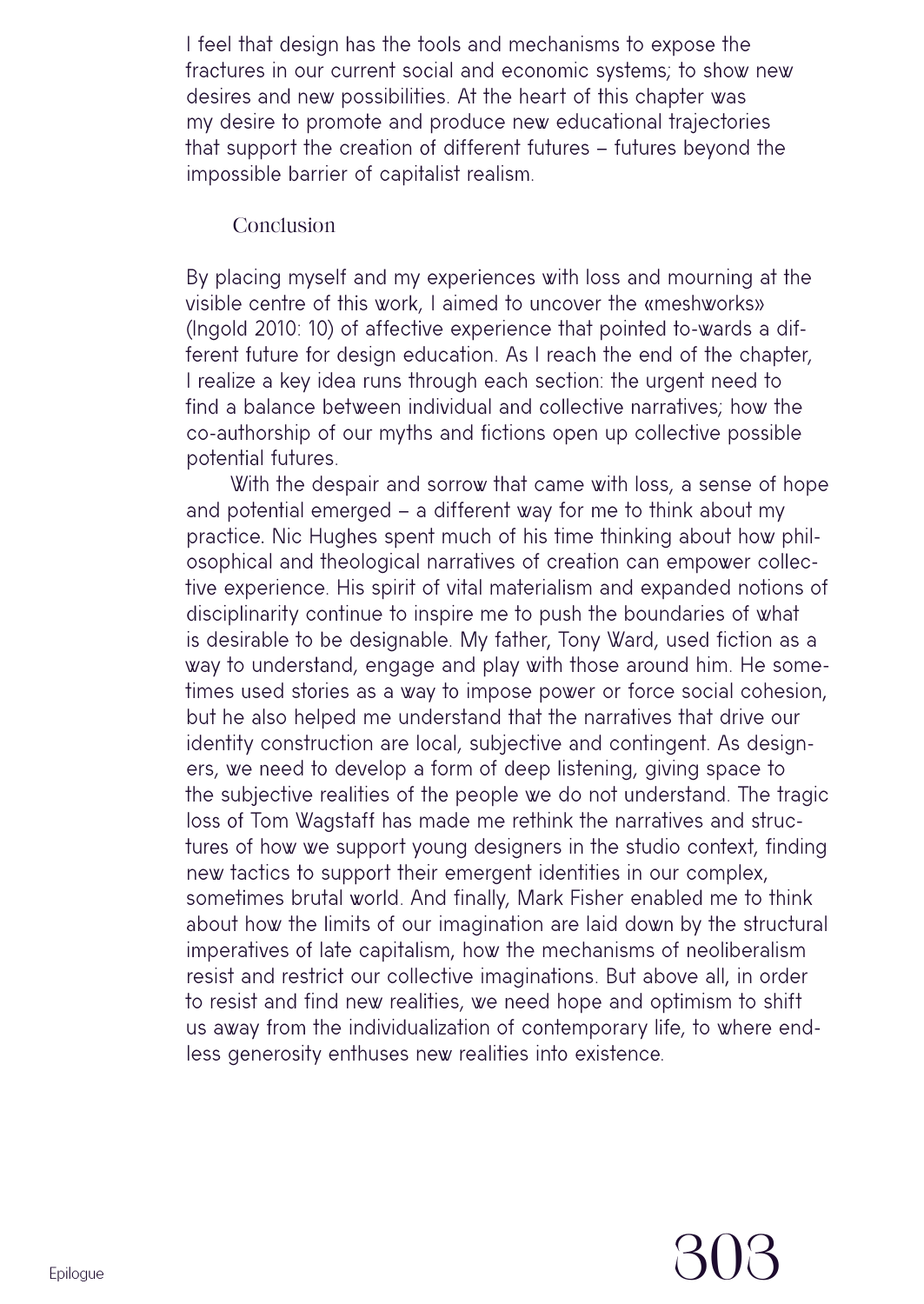I feel that design has the tools and mechanisms to expose the fractures in our current social and economic systems; to show new desires and new possibilities. At the heart of this chapter was my desire to promote and produce new educational trajectories that support the creation of different futures – futures beyond the impossible barrier of capitalist realism.

## Conclusion

By placing myself and my experiences with loss and mourning at the visible centre of this work, I aimed to uncover the «meshworks» (Ingold 2010: 10) of affective experience that pointed to-wards a different future for design education. As I reach the end of the chapter, I realize a key idea runs through each section: the urgent need to find a balance between individual and collective narratives; how the co-authorship of our myths and fictions open up collective possible potential futures.

With the despair and sorrow that came with loss, a sense of hope and potential emerged – a different way for me to think about my practice. Nic Hughes spent much of his time thinking about how philosophical and theological narratives of creation can empower collective experience. His spirit of vital materialism and expanded notions of disciplinarity continue to inspire me to push the boundaries of what is desirable to be designable. My father, Tony Ward, used fiction as a way to understand, engage and play with those around him. He sometimes used stories as a way to impose power or force social cohesion, but he also helped me understand that the narratives that drive our identity construction are local, subjective and contingent. As designers, we need to develop a form of deep listening, giving space to the subjective realities of the people we do not understand. The tragic loss of Tom Wagstaff has made me rethink the narratives and structures of how we support young designers in the studio context, finding new tactics to support their emergent identities in our complex, sometimes brutal world. And finally, Mark Fisher enabled me to think about how the limits of our imagination are laid down by the structural imperatives of late capitalism, how the mechanisms of neoliberalism resist and restrict our collective imaginations. But above all, in order to resist and find new realities, we need hope and optimism to shift us away from the individualization of contemporary life, to where endless generosity enthuses new realities into existence.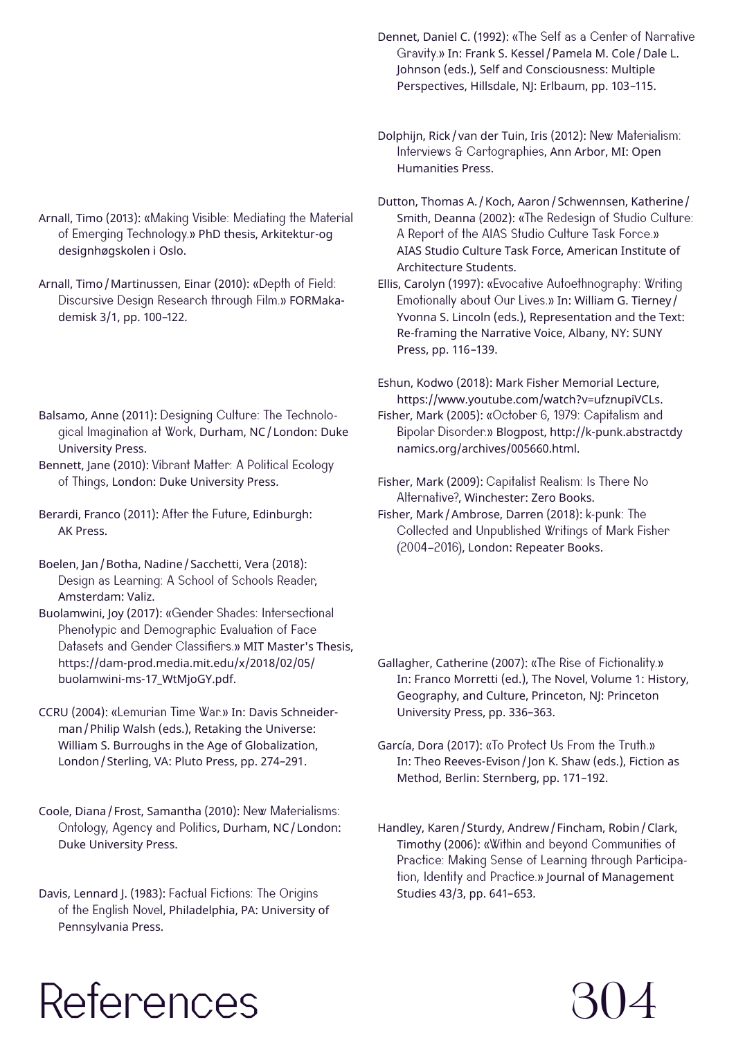Arnall, Timo (2013): «Making Visible: Mediating the Material of Emerging Technology.» PhD thesis, Arkitektur-og designhøgskolen i Oslo.

Arnall, Timo / Martinussen, Einar (2010): «Depth of Field: Discursive Design Research through Film.» FORMakademisk 3/1, pp. 100–122.

Balsamo, Anne (2011): Designing Culture: The Technological Imagination at Work, Durham, NC / London: Duke University Press.

Bennett, Jane (2010): Vibrant Matter: A Political Ecology of Things, London: Duke University Press.

Berardi, Franco (2011): After the Future, Edinburgh: AK Press.

Boelen, Jan / Botha, Nadine / Sacchetti, Vera (2018): Design as Learning: A School of Schools Reader, Amsterdam: Valiz.

Buolamwini, Joy (2017): «Gender Shades: Intersectional Phenotypic and Demographic Evaluation of Face Datasets and Gender Classifiers.» MIT Master's Thesis, https://dam-prod.media.mit.edu/x/2018/02/05/buolamwini-ms-17_WtMjoGY.pdf.

CCRU (2004): «Lemurian Time War.» In: Davis Schneiderman / Philip Walsh (eds.), Retaking the Universe: William S. Burroughs in the Age of Globalization, London / Sterling, VA: Pluto Press, pp. 274–291.

Coole, Diana / Frost, Samantha (2010): New Materialisms: Ontology, Agency and Politics, Durham, NC / London: Duke University Press.

Davis, Lennard J. (1983): Factual Fictions: The Origins of the English Novel, Philadelphia, PA: University of Pennsylvania Press.

Dennet, Daniel C. (1992): «The Self as a Center of Narrative Gravity.» In: Frank S. Kessel / Pamela M. Cole / Dale L. Johnson (eds.), Self and Consciousness: Multiple Perspectives, Hillsdale, NJ: Erlbaum, pp. 103–115.

Dolphijn, Rick / van der Tuin, Iris (2012): New Materialism: Interviews & Cartographies, Ann Arbor, MI: Open Humanities Press.

Dutton, Thomas A. / Koch, Aaron / Schwennsen, Katherine / Smith, Deanna (2002): «The Redesign of Studio Culture: A Report of the AIAS Studio Culture Task Force.» AIAS Studio Culture Task Force, American Institute of Architecture Students.

Ellis, Carolyn (1997): «Evocative Autoethnography: Writing Emotionally about Our Lives.» In: William G. Tierney / Yvonna S. Lincoln (eds.), Representation and the Text: Re-framing the Narrative Voice, Albany, NY: SUNY Press, pp. 116–139.

Eshun, Kodwo (2018): Mark Fisher Memorial Lecture, https://www.youtube.com/watch?v=ufznupiVCLs.

Fisher, Mark (2005): «October 6, 1979: Capitalism and Bipolar Disorder.» Blogpost, http://k-punk.abstractdynamics.org/archives/005660.html.

Fisher, Mark (2009): Capitalist Realism: Is There No Alternative?, Winchester: Zero Books.

Fisher, Mark / Ambrose, Darren (2018): k-punk: The Collected and Unpublished Writings of Mark Fisher (2004–2016), London: Repeater Books.

Gallagher, Catherine (2007): «The Rise of Fictionality.» In: Franco Morretti (ed.), The Novel, Volume 1: History, Geography, and Culture, Princeton, NJ: Princeton University Press, pp. 336–363.

García, Dora (2017): «To Protect Us From the Truth.» In: Theo Reeves-Evison / Jon K. Shaw (eds.), Fiction as Method, Berlin: Sternberg, pp. 171–192.

Handley, Karen / Sturdy, Andrew / Fincham, Robin / Clark, Timothy (2006): «Within and beyond Communities of Practice: Making Sense of Learning through Participation, Identity and Practice.» Journal of Management Studies 43/3, pp. 641–653.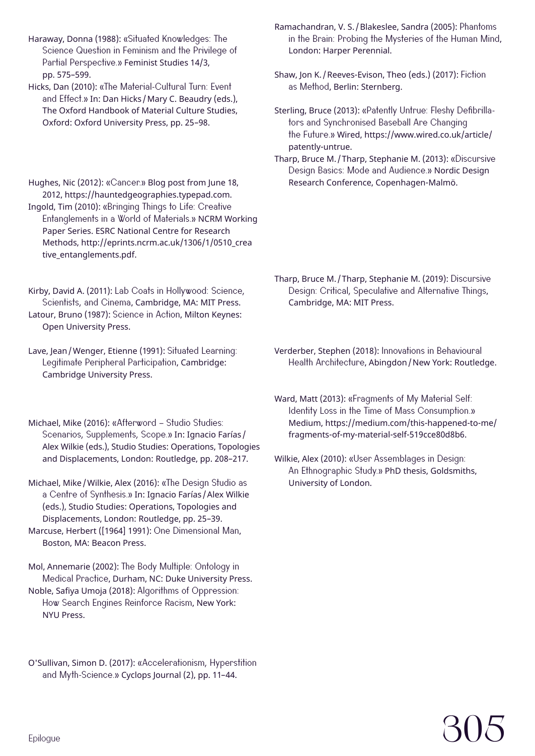Haraway, Donna (1988): «Situated Knowledges: The Science Question in Feminism and the Privilege of Partial Perspective.» Feminist Studies 14/3, pp. 575–599.

Hicks, Dan (2010): «The Material-Cultural Turn: Event and Effect.» In: Dan Hicks / Mary C. Beaudry (eds.), The Oxford Handbook of Material Culture Studies, Oxford: Oxford University Press, pp. 25–98.

Hughes, Nic (2012): «Cancer.» Blog post from June 18, 2012, https://hauntedgeographies.typepad.com.

Ingold, Tim (2010): «Bringing Things to Life: Creative Entanglements in a World of Materials.» NCRM Working Paper Series. ESRC National Centre for Research Methods, http://eprints.ncrm.ac.uk/1306/1/0510_creative_entanglements.pdf.

Kirby, David A. (2011): Lab Coats in Hollywood: Science, Scientists, and Cinema, Cambridge, MA: MIT Press.

Latour, Bruno (1987): Science in Action, Milton Keynes: Open University Press.

Lave, Jean / Wenger, Etienne (1991): Situated Learning: Legitimate Peripheral Participation, Cambridge: Cambridge University Press.

Michael, Mike (2016): «Afterword – Studio Studies: Scenarios, Supplements, Scope.» In: Ignacio Farías / Alex Wilkie (eds.), Studio Studies: Operations, Topologies and Displacements, London: Routledge, pp. 208–217.

Michael, Mike / Wilkie, Alex (2016): «The Design Studio as a Centre of Synthesis.» In: Ignacio Farías / Alex Wilkie (eds.), Studio Studies: Operations, Topologies and Displacements, London: Routledge, pp. 25–39.

Marcuse, Herbert ([1964] 1991): One Dimensional Man, Boston, MA: Beacon Press.

Mol, Annemarie (2002): The Body Multiple: Ontology in Medical Practice, Durham, NC: Duke University Press.

Noble, Safiya Umoja (2018): Algorithms of Oppression: How Search Engines Reinforce Racism, New York: NYU Press.

O'Sullivan, Simon D. (2017): «Accelerationism, Hyperstition and Myth-Science.» Cyclops Journal (2), pp. 11–44.

Ramachandran, V. S. / Blakeslee, Sandra (2005): Phantoms in the Brain: Probing the Mysteries of the Human Mind, London: Harper Perennial.

Shaw, Jon K. / Reeves-Evison, Theo (eds.) (2017): Fiction as Method, Berlin: Sternberg.

Sterling, Bruce (2013): «Patently Untrue: Fleshy Defibrillators and Synchronised Baseball Are Changing the Future.» Wired, https://www.wired.co.uk/article/patently-untrue.

Tharp, Bruce M. / Tharp, Stephanie M. (2013): «Discursive Design Basics: Mode and Audience.» Nordic Design Research Conference, Copenhagen-Malmö.

Tharp, Bruce M. / Tharp, Stephanie M. (2019): Discursive Design: Critical, Speculative and Alternative Things, Cambridge, MA: MIT Press.

Verderber, Stephen (2018): Innovations in Behavioural Health Architecture, Abingdon / New York: Routledge.

Ward, Matt (2013): «Fragments of My Material Self: Identity Loss in the Time of Mass Consumption.» Medium, https://medium.com/this-happened-to-me/fragments-of-my-material-self-519cce80d8b6.

Wilkie, Alex (2010): «User Assemblages in Design: An Ethnographic Study.» PhD thesis, Goldsmiths, University of London.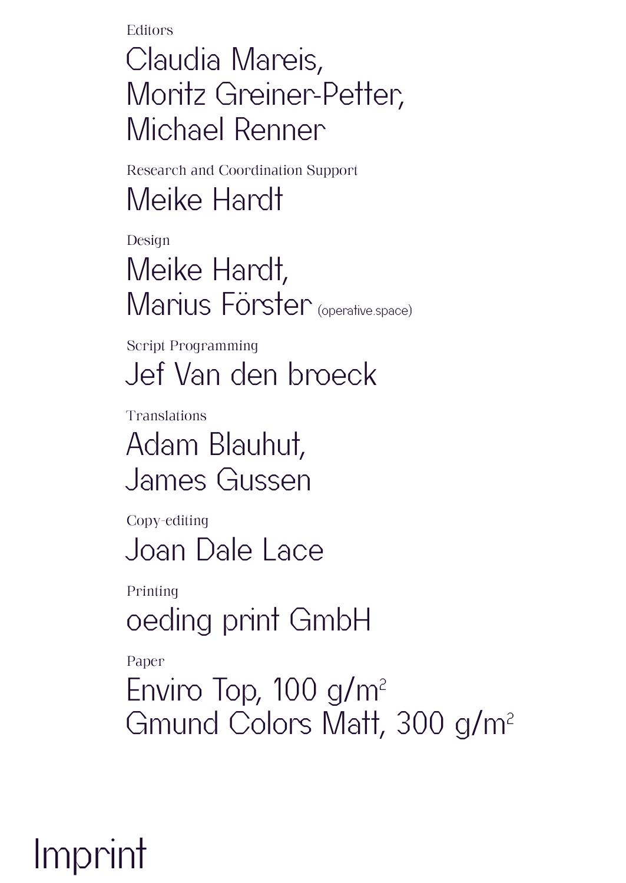Editors

Claudia Mareis,
Moritz Greiner-Petter,
Michael Renner

Research and Coordination Support

Meike Hardt

Design

Meike Hardt,
Marius Förster (operative.space)

Script Programming

Jef Van den broeck

Translations

Adam Blauhut,
James Gussen

Copy-editing

Joan Dale Lace

Printing

oeding print GmbH

Paper

Enviro Top, 100 g/m$^2$
Gmund Colors Matt, 300 g/m$^2$

# Imprint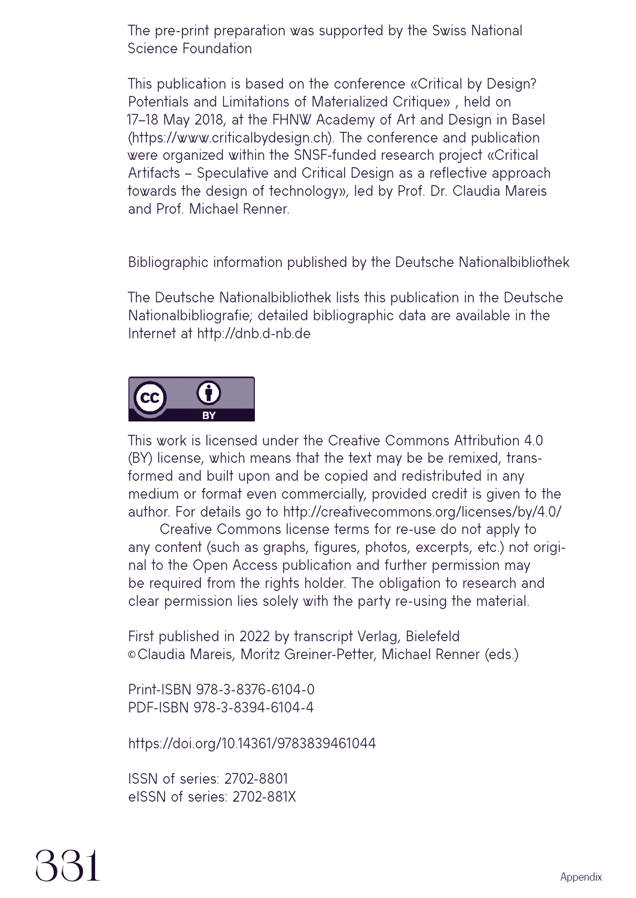The pre-print preparation was supported by the Swiss National Science Foundation

This publication is based on the conference «Critical by Design? Potentials and Limitations of Materialized Critique» , held on 17–18 May 2018, at the FHNW Academy of Art and Design in Basel (https://www.criticalbydesign.ch). The conference and publication were organized within the SNSF-funded research project «Critical Artifacts – Speculative and Critical Design as a reflective approach towards the design of technology», led by Prof. Dr. Claudia Mareis and Prof. Michael Renner.

Bibliographic information published by the Deutsche Nationalbibliothek

The Deutsche Nationalbibliothek lists this publication in the Deutsche Nationalbibliografie; detailed bibliographic data are available in the Internet at http://dnb.d-nb.de

This work is licensed under the Creative Commons Attribution 4.0 (BY) license, which means that the text may be be remixed, transformed and built upon and be copied and redistributed in any medium or format even commercially, provided credit is given to the author. For details go to http://creativecommons.org/licenses/by/4.0/

Creative Commons license terms for re-use do not apply to any content (such as graphs, figures, photos, excerpts, etc.) not original to the Open Access publication and further permission may be required from the rights holder. The obligation to research and clear permission lies solely with the party re-using the material.

First published in 2022 by transcript Verlag, Bielefeld
© Claudia Mareis, Moritz Greiner-Petter, Michael Renner (eds.)

Print-ISBN 978-3-8376-6104-0
PDF-ISBN 978-3-8394-6104-4

https://doi.org/10.14361/9783839461044

ISSN of series: 2702-8801
eISSN of series: 2702-881X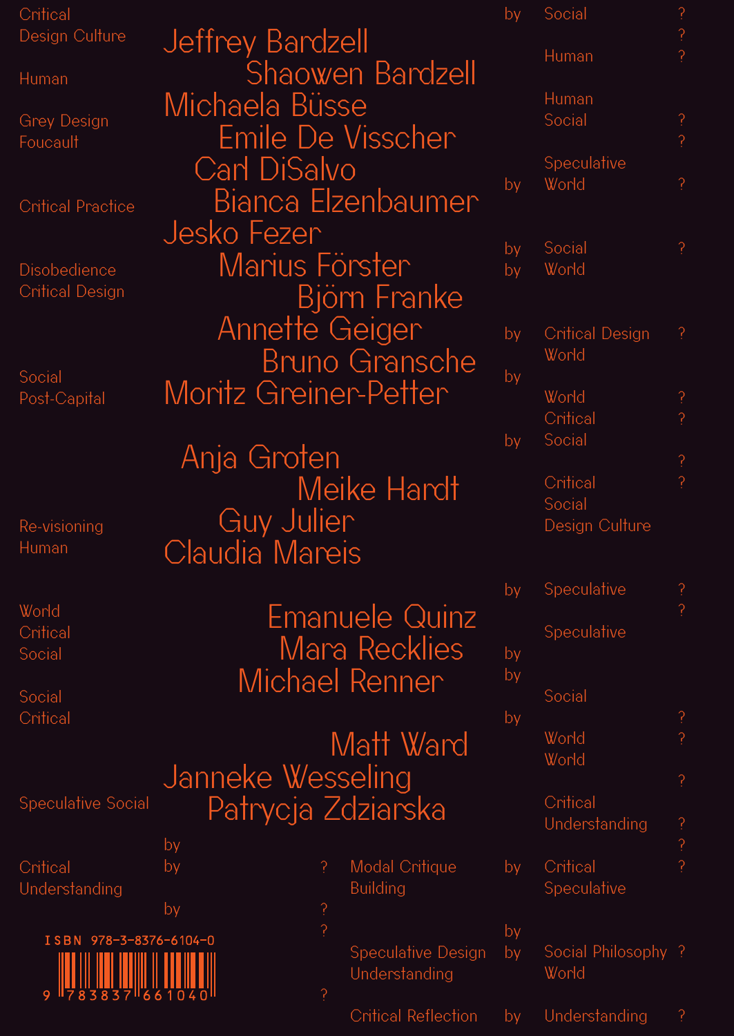Critical
Design Culture

Human

Grey Design
Foucault

Critical Practice

Disobedience
Critical Design

Social
Post-Capital

Re-visioning
Human

World
Critical
Social

Social
Critical

Speculative Social

Critical
Understanding

Jeffrey Bardzell
Shaowen Bardzell
Michaela Büsse
Emile De Visscher
Carl DiSalvo
Bianca Elzenbaumer
Jesko Fezer
Marius Förster
Björn Franke
Annette Geiger
Bruno Gransche
Moritz Greiner-Petter
Anja Groten
Meike Hardt
Guy Julier
Claudia Mareis
Emanuele Quinz
Mara Recklies
Michael Renner
Matt Ward
Janneke Wesseling
Patrycja Zdziarska

by Social ?
?
Human ?

Human
Social ?
?
Speculative
by World ?

by Social ?
by World

by Critical Design ?
World
by
World ?
Critical ?
by Social
?
Critical ?
Social
Design Culture

by Speculative ?
?
Speculative
by
by
Social
by ?
World ?
World
?
Critical
Understanding ?
?

by
by ?
by ?
?
?

Modal Critique
Building
by Critical ?
Speculative

by
Speculative Design
Understanding
by Social Philosophy ?
World

Critical Reflection by Understanding ?

ISBN 978-3-8376-6104-0

9 783837 661040